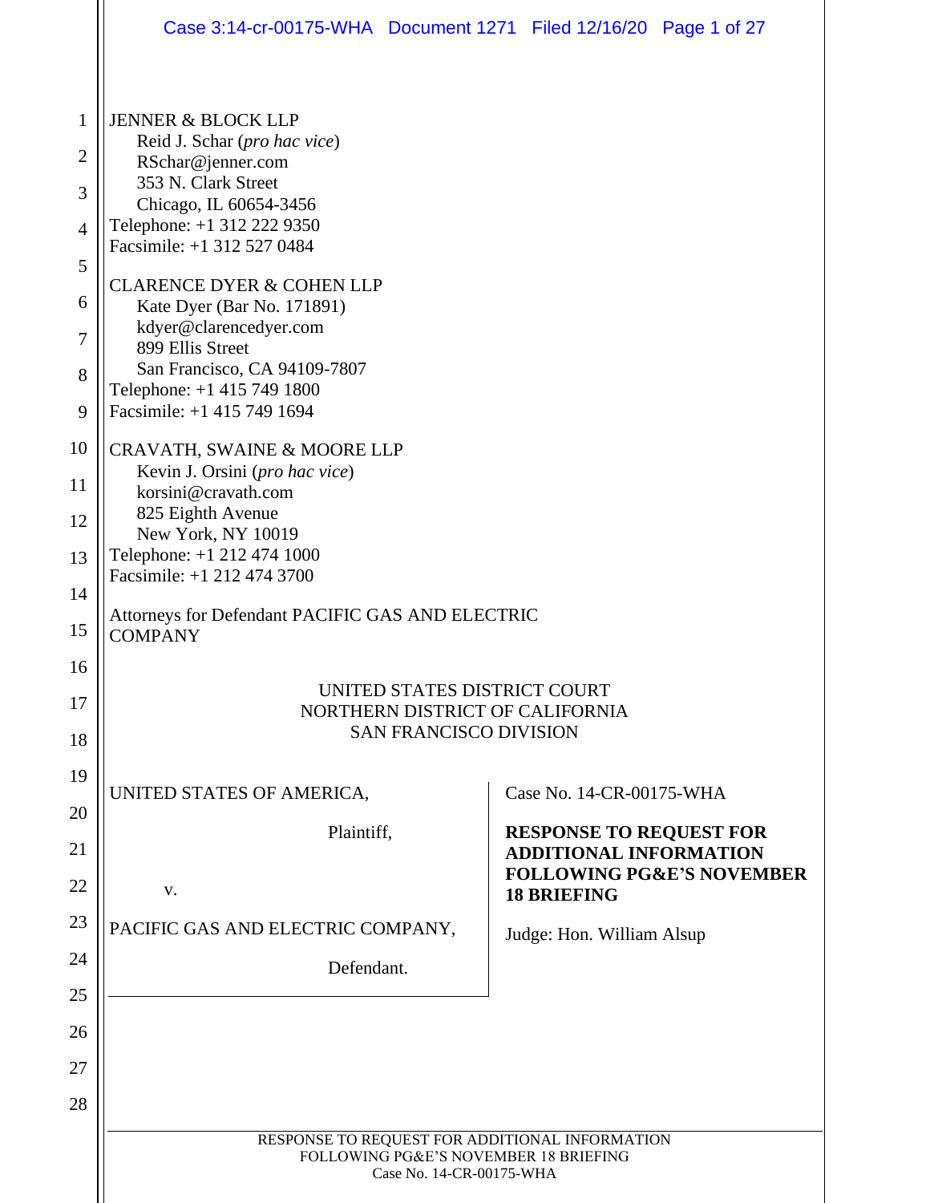JENNER & BLOCK LLP
Reid J. Schar (*pro hac vice*)
RSchar@jenner.com
353 N. Clark Street
Chicago, IL 60654-3456
Telephone: +1 312 222 9350
Facsimile: +1 312 527 0484

CLARENCE DYER & COHEN LLP
Kate Dyer (Bar No. 171891)
kdyer@clarencedyer.com
899 Ellis Street
San Francisco, CA 94109-7807
Telephone: +1 415 749 1800
Facsimile: +1 415 749 1694

CRAVATH, SWAINE & MOORE LLP
Kevin J. Orsini (*pro hac vice*)
korsini@cravath.com
825 Eighth Avenue
New York, NY 10019
Telephone: +1 212 474 1000
Facsimile: +1 212 474 3700

Attorneys for Defendant PACIFIC GAS AND ELECTRIC COMPANY

UNITED STATES DISTRICT COURT
NORTHERN DISTRICT OF CALIFORNIA
SAN FRANCISCO DIVISION

UNITED STATES OF AMERICA,

Plaintiff,

v.

PACIFIC GAS AND ELECTRIC COMPANY,

Defendant.

Case No. 14-CR-00175-WHA

**RESPONSE TO REQUEST FOR ADDITIONAL INFORMATION FOLLOWING PG&E'S NOVEMBER 18 BRIEFING**

Judge: Hon. William Alsup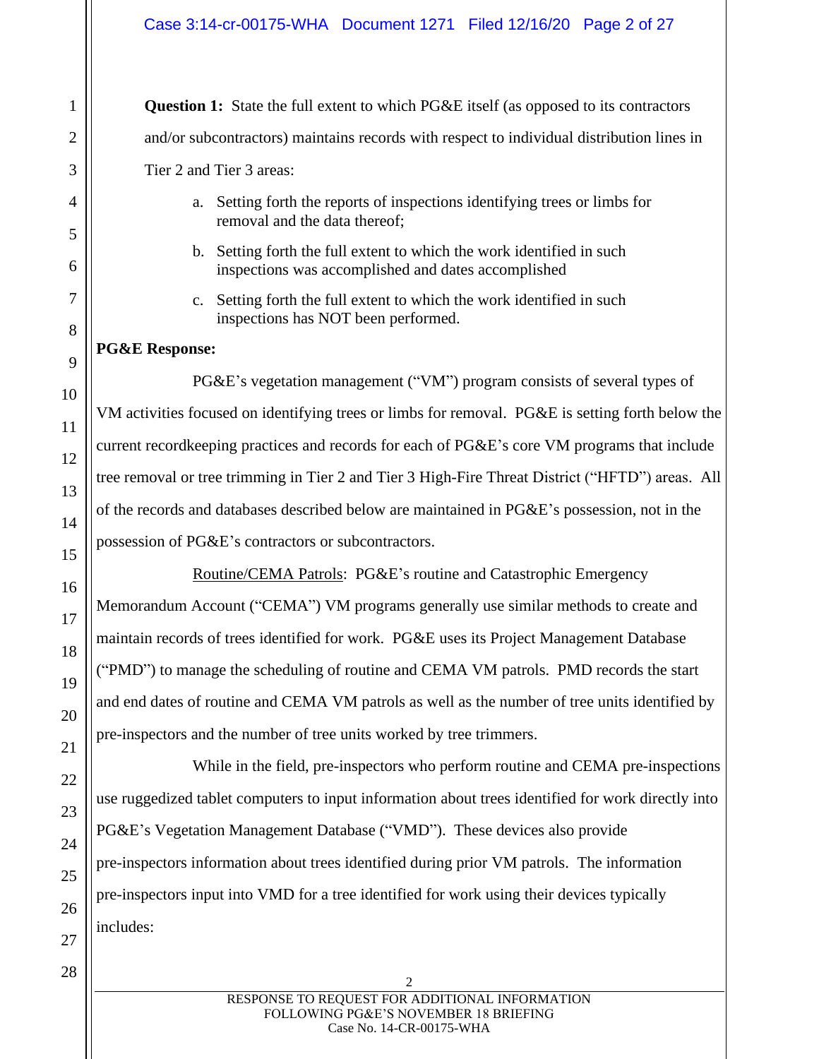**Question 1:** State the full extent to which PG&E itself (as opposed to its contractors and/or subcontractors) maintains records with respect to individual distribution lines in Tier 2 and Tier 3 areas:

a. Setting forth the reports of inspections identifying trees or limbs for removal and the data thereof;

b. Setting forth the full extent to which the work identified in such inspections was accomplished and dates accomplished

c. Setting forth the full extent to which the work identified in such inspections has NOT been performed.

**PG&E Response:**

PG&E's vegetation management ("VM") program consists of several types of VM activities focused on identifying trees or limbs for removal. PG&E is setting forth below the current recordkeeping practices and records for each of PG&E's core VM programs that include tree removal or tree trimming in Tier 2 and Tier 3 High-Fire Threat District ("HFTD") areas. All of the records and databases described below are maintained in PG&E's possession, not in the possession of PG&E's contractors or subcontractors.

Routine/CEMA Patrols: PG&E's routine and Catastrophic Emergency Memorandum Account ("CEMA") VM programs generally use similar methods to create and maintain records of trees identified for work. PG&E uses its Project Management Database ("PMD") to manage the scheduling of routine and CEMA VM patrols. PMD records the start and end dates of routine and CEMA VM patrols as well as the number of tree units identified by pre-inspectors and the number of tree units worked by tree trimmers.

While in the field, pre-inspectors who perform routine and CEMA pre-inspections use ruggedized tablet computers to input information about trees identified for work directly into PG&E's Vegetation Management Database ("VMD"). These devices also provide pre-inspectors information about trees identified during prior VM patrols. The information pre-inspectors input into VMD for a tree identified for work using their devices typically includes: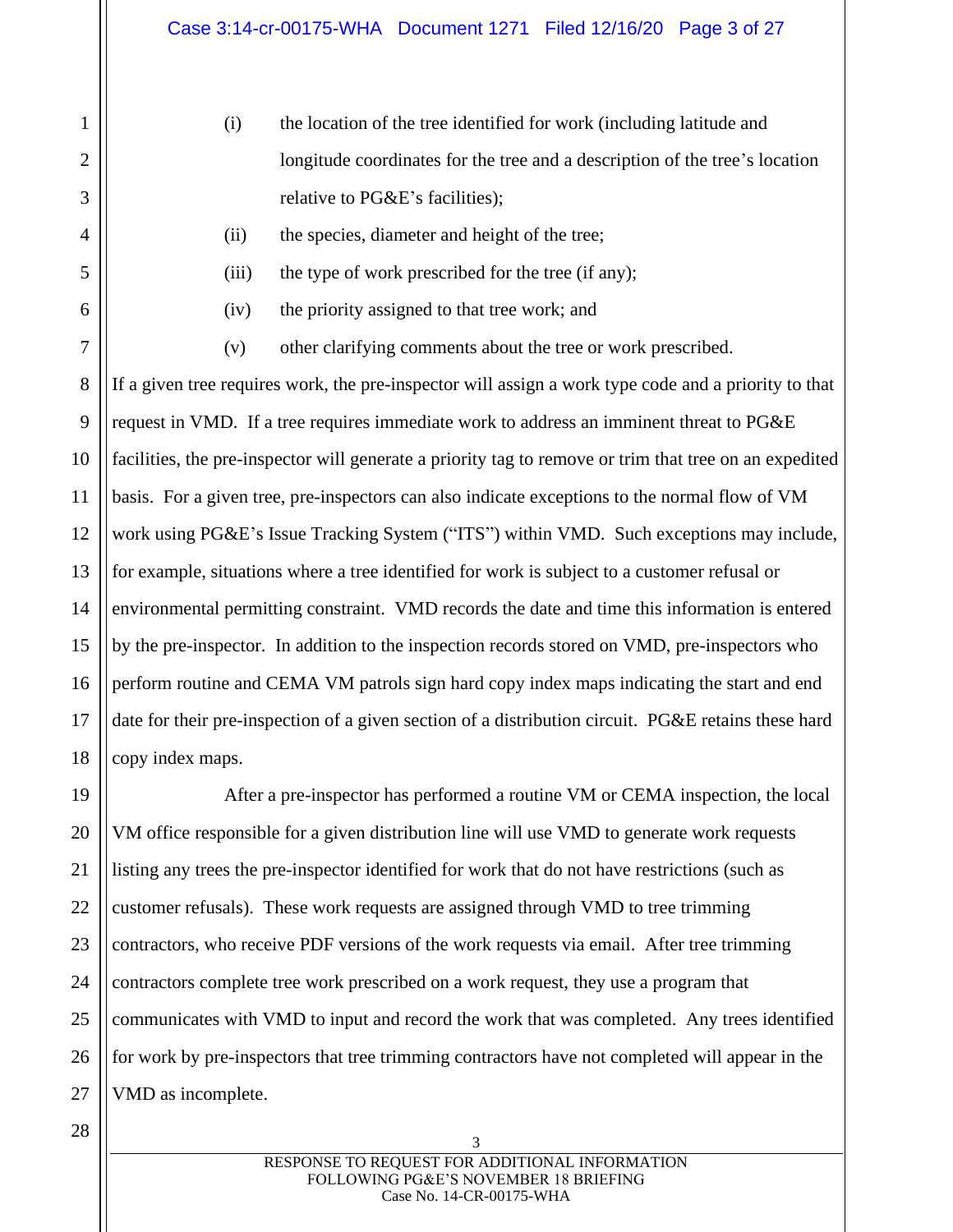(i) the location of the tree identified for work (including latitude and longitude coordinates for the tree and a description of the tree's location relative to PG&E's facilities);

(ii) the species, diameter and height of the tree;

(iii) the type of work prescribed for the tree (if any);

(iv) the priority assigned to that tree work; and

(v) other clarifying comments about the tree or work prescribed.

If a given tree requires work, the pre-inspector will assign a work type code and a priority to that request in VMD. If a tree requires immediate work to address an imminent threat to PG&E facilities, the pre-inspector will generate a priority tag to remove or trim that tree on an expedited basis. For a given tree, pre-inspectors can also indicate exceptions to the normal flow of VM work using PG&E's Issue Tracking System ("ITS") within VMD. Such exceptions may include, for example, situations where a tree identified for work is subject to a customer refusal or environmental permitting constraint. VMD records the date and time this information is entered by the pre-inspector. In addition to the inspection records stored on VMD, pre-inspectors who perform routine and CEMA VM patrols sign hard copy index maps indicating the start and end date for their pre-inspection of a given section of a distribution circuit. PG&E retains these hard copy index maps.

After a pre-inspector has performed a routine VM or CEMA inspection, the local VM office responsible for a given distribution line will use VMD to generate work requests listing any trees the pre-inspector identified for work that do not have restrictions (such as customer refusals). These work requests are assigned through VMD to tree trimming contractors, who receive PDF versions of the work requests via email. After tree trimming contractors complete tree work prescribed on a work request, they use a program that communicates with VMD to input and record the work that was completed. Any trees identified for work by pre-inspectors that tree trimming contractors have not completed will appear in the VMD as incomplete.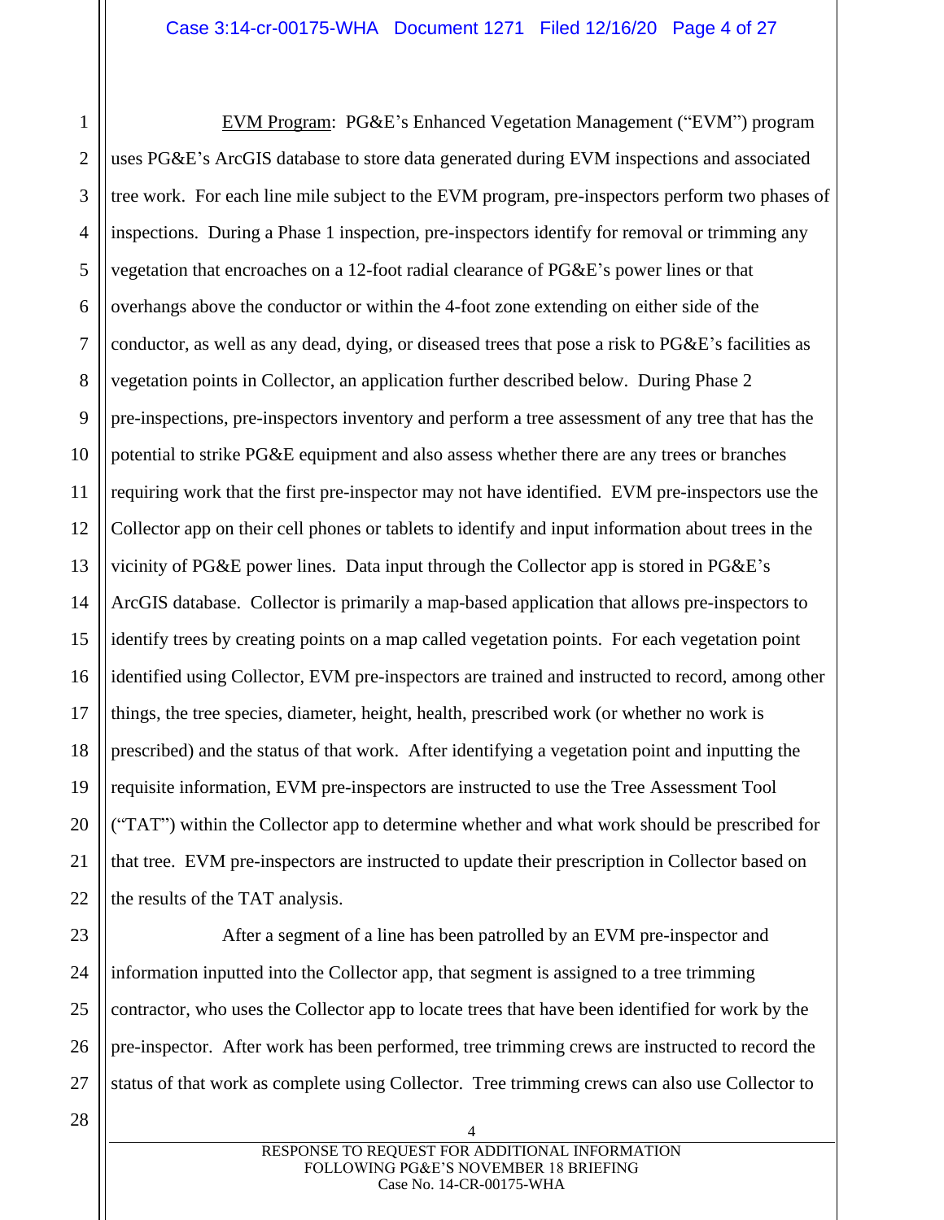<u>EVM Program</u>: PG&E's Enhanced Vegetation Management ("EVM") program uses PG&E's ArcGIS database to store data generated during EVM inspections and associated tree work. For each line mile subject to the EVM program, pre-inspectors perform two phases of inspections. During a Phase 1 inspection, pre-inspectors identify for removal or trimming any vegetation that encroaches on a 12-foot radial clearance of PG&E's power lines or that overhangs above the conductor or within the 4-foot zone extending on either side of the conductor, as well as any dead, dying, or diseased trees that pose a risk to PG&E's facilities as vegetation points in Collector, an application further described below. During Phase 2 pre-inspections, pre-inspectors inventory and perform a tree assessment of any tree that has the potential to strike PG&E equipment and also assess whether there are any trees or branches requiring work that the first pre-inspector may not have identified. EVM pre-inspectors use the Collector app on their cell phones or tablets to identify and input information about trees in the vicinity of PG&E power lines. Data input through the Collector app is stored in PG&E's ArcGIS database. Collector is primarily a map-based application that allows pre-inspectors to identify trees by creating points on a map called vegetation points. For each vegetation point identified using Collector, EVM pre-inspectors are trained and instructed to record, among other things, the tree species, diameter, height, health, prescribed work (or whether no work is prescribed) and the status of that work. After identifying a vegetation point and inputting the requisite information, EVM pre-inspectors are instructed to use the Tree Assessment Tool ("TAT") within the Collector app to determine whether and what work should be prescribed for that tree. EVM pre-inspectors are instructed to update their prescription in Collector based on the results of the TAT analysis.

After a segment of a line has been patrolled by an EVM pre-inspector and information inputted into the Collector app, that segment is assigned to a tree trimming contractor, who uses the Collector app to locate trees that have been identified for work by the pre-inspector. After work has been performed, tree trimming crews are instructed to record the status of that work as complete using Collector. Tree trimming crews can also use Collector to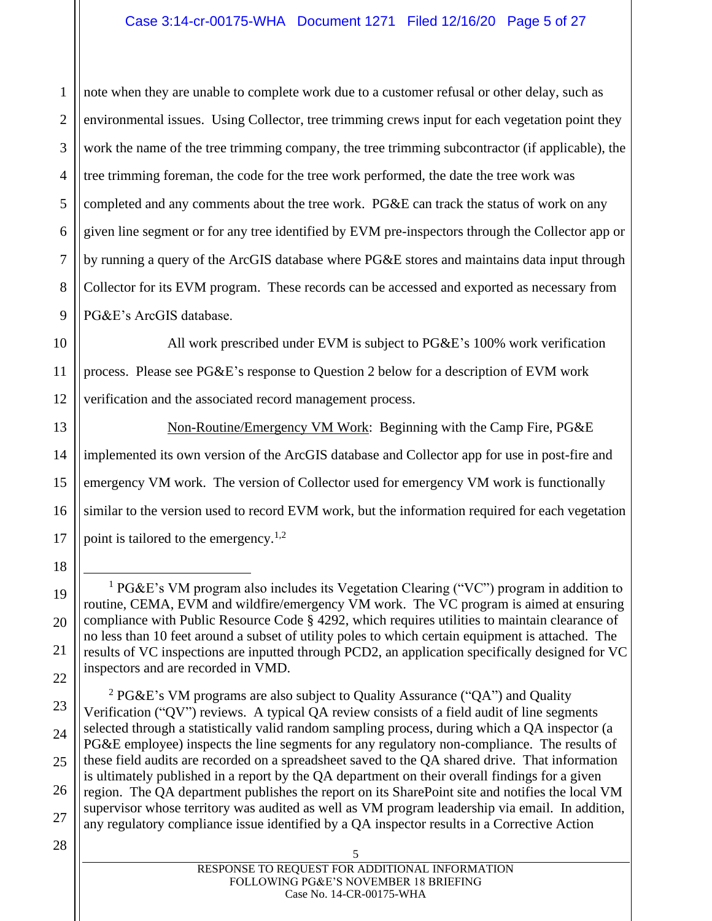note when they are unable to complete work due to a customer refusal or other delay, such as environmental issues. Using Collector, tree trimming crews input for each vegetation point they work the name of the tree trimming company, the tree trimming subcontractor (if applicable), the tree trimming foreman, the code for the tree work performed, the date the tree work was completed and any comments about the tree work. PG&E can track the status of work on any given line segment or for any tree identified by EVM pre-inspectors through the Collector app or by running a query of the ArcGIS database where PG&E stores and maintains data input through Collector for its EVM program. These records can be accessed and exported as necessary from PG&E's ArcGIS database.

All work prescribed under EVM is subject to PG&E's 100% work verification process. Please see PG&E's response to Question 2 below for a description of EVM work verification and the associated record management process.

Non-Routine/Emergency VM Work: Beginning with the Camp Fire, PG&E implemented its own version of the ArcGIS database and Collector app for use in post-fire and emergency VM work. The version of Collector used for emergency VM work is functionally similar to the version used to record EVM work, but the information required for each vegetation point is tailored to the emergency.[1,2]

---

[1] PG&E's VM program also includes its Vegetation Clearing ("VC") program in addition to routine, CEMA, EVM and wildfire/emergency VM work. The VC program is aimed at ensuring compliance with Public Resource Code § 4292, which requires utilities to maintain clearance of no less than 10 feet around a subset of utility poles to which certain equipment is attached. The results of VC inspections are inputted through PCD2, an application specifically designed for VC inspectors and are recorded in VMD.

[2] PG&E's VM programs are also subject to Quality Assurance ("QA") and Quality Verification ("QV") reviews. A typical QA review consists of a field audit of line segments selected through a statistically valid random sampling process, during which a QA inspector (a PG&E employee) inspects the line segments for any regulatory non-compliance. The results of these field audits are recorded on a spreadsheet saved to the QA shared drive. That information is ultimately published in a report by the QA department on their overall findings for a given region. The QA department publishes the report on its SharePoint site and notifies the local VM supervisor whose territory was audited as well as VM program leadership via email. In addition, any regulatory compliance issue identified by a QA inspector results in a Corrective Action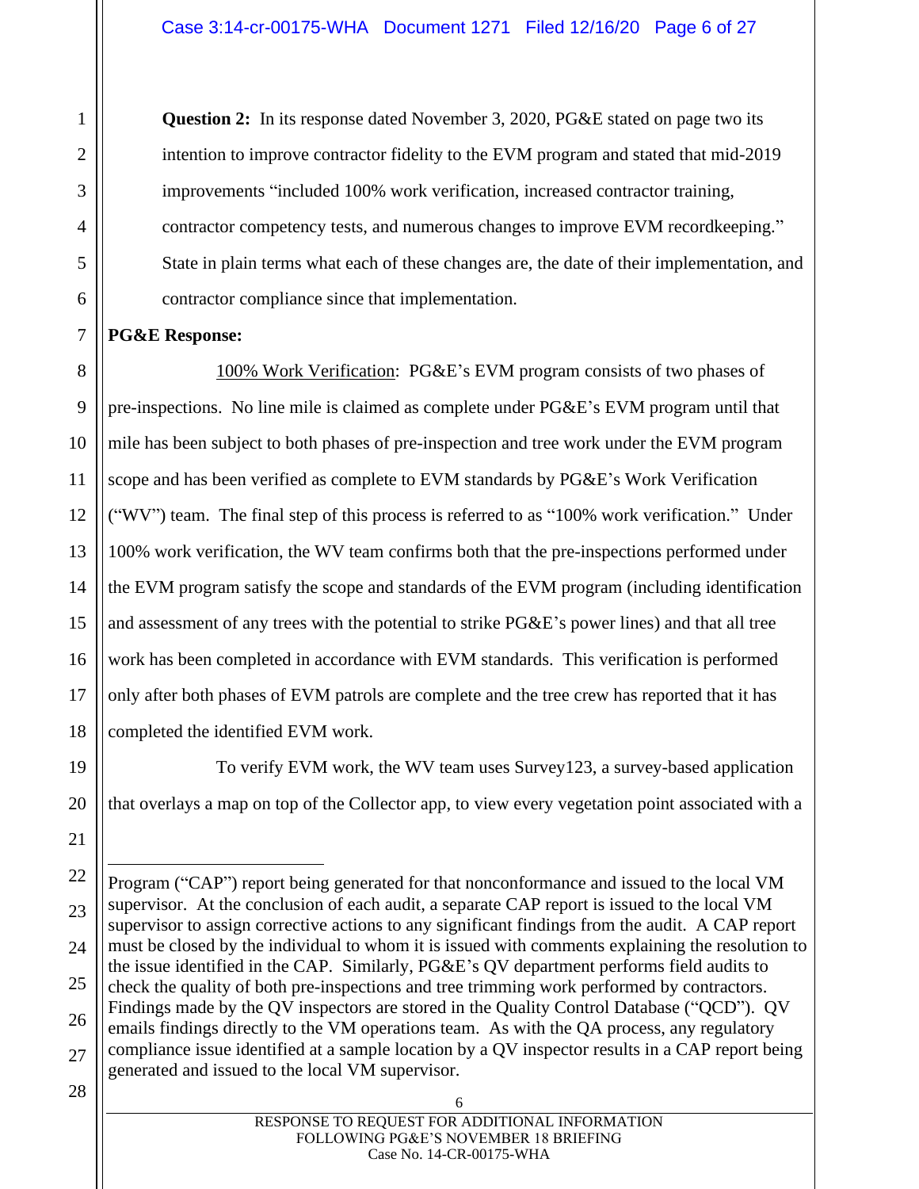**Question 2:** In its response dated November 3, 2020, PG&E stated on page two its intention to improve contractor fidelity to the EVM program and stated that mid-2019 improvements "included 100% work verification, increased contractor training, contractor competency tests, and numerous changes to improve EVM recordkeeping." State in plain terms what each of these changes are, the date of their implementation, and contractor compliance since that implementation.

**PG&E Response:**

100% Work Verification: PG&E's EVM program consists of two phases of pre-inspections. No line mile is claimed as complete under PG&E's EVM program until that mile has been subject to both phases of pre-inspection and tree work under the EVM program scope and has been verified as complete to EVM standards by PG&E's Work Verification ("WV") team. The final step of this process is referred to as "100% work verification." Under 100% work verification, the WV team confirms both that the pre-inspections performed under the EVM program satisfy the scope and standards of the EVM program (including identification and assessment of any trees with the potential to strike PG&E's power lines) and that all tree work has been completed in accordance with EVM standards. This verification is performed only after both phases of EVM patrols are complete and the tree crew has reported that it has completed the identified EVM work.

To verify EVM work, the WV team uses Survey123, a survey-based application that overlays a map on top of the Collector app, to view every vegetation point associated with a

---

Program ("CAP") report being generated for that nonconformance and issued to the local VM supervisor. At the conclusion of each audit, a separate CAP report is issued to the local VM supervisor to assign corrective actions to any significant findings from the audit. A CAP report must be closed by the individual to whom it is issued with comments explaining the resolution to the issue identified in the CAP. Similarly, PG&E's QV department performs field audits to check the quality of both pre-inspections and tree trimming work performed by contractors. Findings made by the QV inspectors are stored in the Quality Control Database ("QCD"). QV emails findings directly to the VM operations team. As with the QA process, any regulatory compliance issue identified at a sample location by a QV inspector results in a CAP report being generated and issued to the local VM supervisor.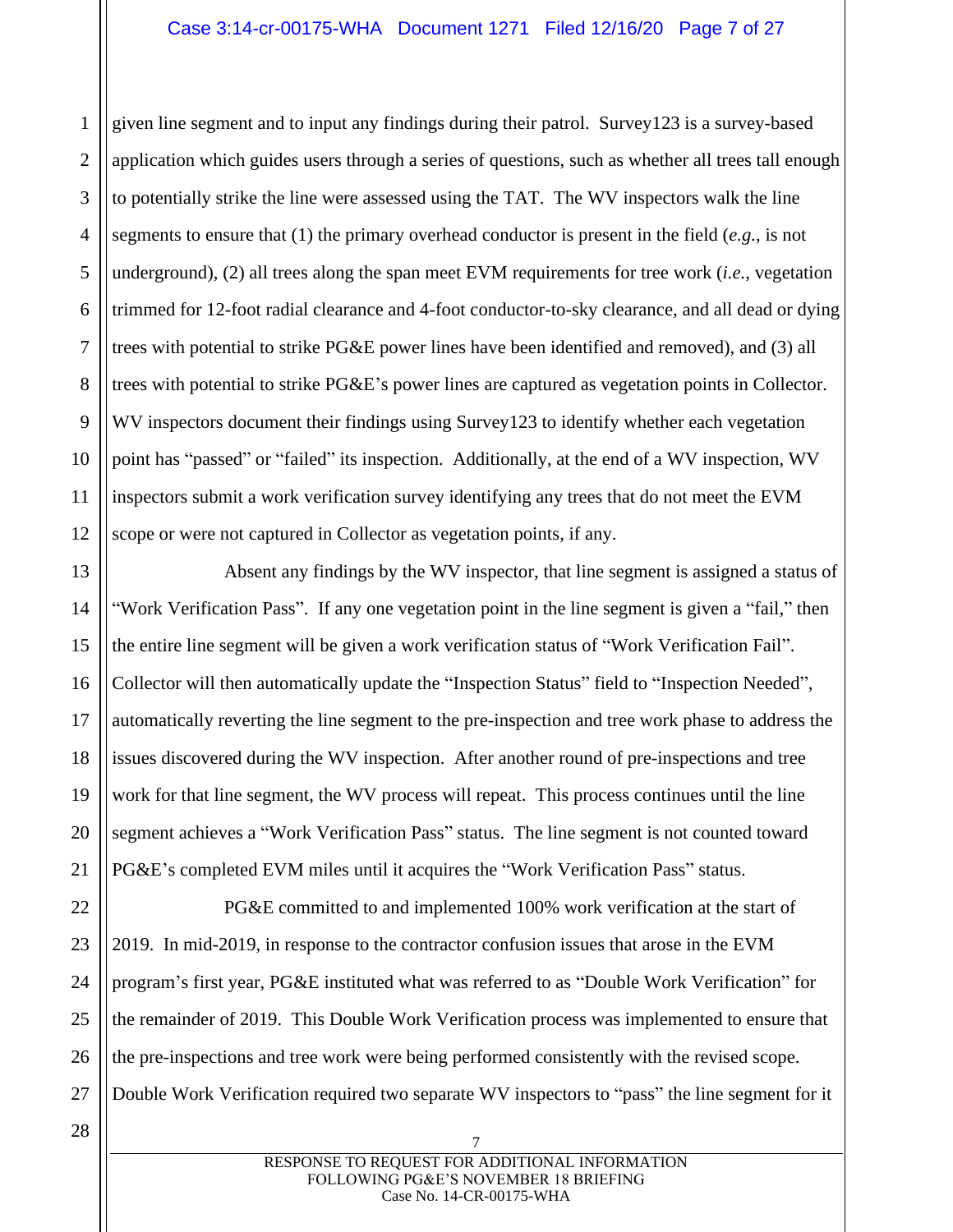given line segment and to input any findings during their patrol. Survey123 is a survey-based application which guides users through a series of questions, such as whether all trees tall enough to potentially strike the line were assessed using the TAT. The WV inspectors walk the line segments to ensure that (1) the primary overhead conductor is present in the field (*e.g.*, is not underground), (2) all trees along the span meet EVM requirements for tree work (*i.e.*, vegetation trimmed for 12-foot radial clearance and 4-foot conductor-to-sky clearance, and all dead or dying trees with potential to strike PG&E power lines have been identified and removed), and (3) all trees with potential to strike PG&E's power lines are captured as vegetation points in Collector. WV inspectors document their findings using Survey123 to identify whether each vegetation point has "passed" or "failed" its inspection. Additionally, at the end of a WV inspection, WV inspectors submit a work verification survey identifying any trees that do not meet the EVM scope or were not captured in Collector as vegetation points, if any.

Absent any findings by the WV inspector, that line segment is assigned a status of "Work Verification Pass". If any one vegetation point in the line segment is given a "fail," then the entire line segment will be given a work verification status of "Work Verification Fail". Collector will then automatically update the "Inspection Status" field to "Inspection Needed", automatically reverting the line segment to the pre-inspection and tree work phase to address the issues discovered during the WV inspection. After another round of pre-inspections and tree work for that line segment, the WV process will repeat. This process continues until the line segment achieves a "Work Verification Pass" status. The line segment is not counted toward PG&E's completed EVM miles until it acquires the "Work Verification Pass" status.

PG&E committed to and implemented 100% work verification at the start of 2019. In mid-2019, in response to the contractor confusion issues that arose in the EVM program's first year, PG&E instituted what was referred to as "Double Work Verification" for the remainder of 2019. This Double Work Verification process was implemented to ensure that the pre-inspections and tree work were being performed consistently with the revised scope. Double Work Verification required two separate WV inspectors to "pass" the line segment for it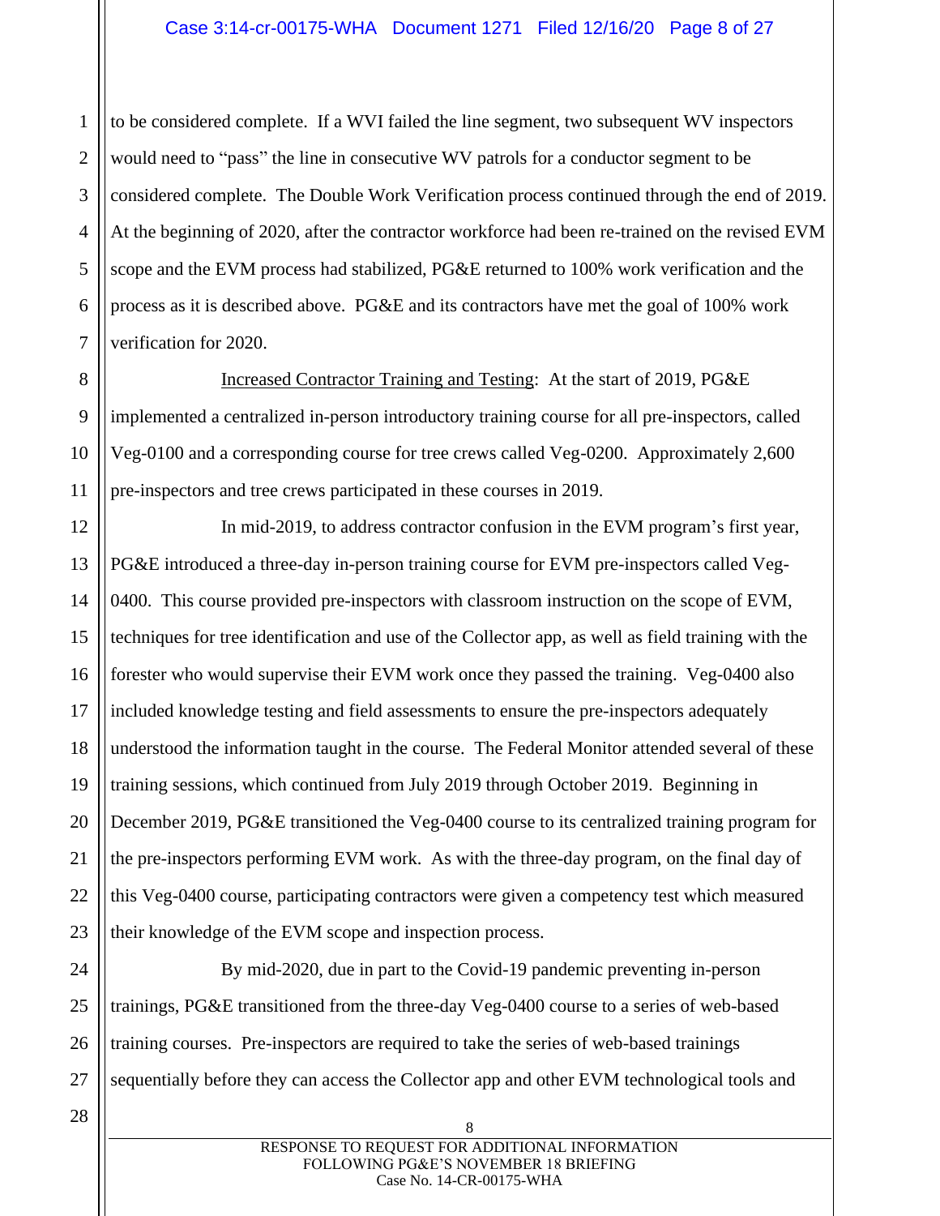to be considered complete. If a WVI failed the line segment, two subsequent WV inspectors would need to "pass" the line in consecutive WV patrols for a conductor segment to be considered complete. The Double Work Verification process continued through the end of 2019. At the beginning of 2020, after the contractor workforce had been re-trained on the revised EVM scope and the EVM process had stabilized, PG&E returned to 100% work verification and the process as it is described above. PG&E and its contractors have met the goal of 100% work verification for 2020.

Increased Contractor Training and Testing: At the start of 2019, PG&E implemented a centralized in-person introductory training course for all pre-inspectors, called Veg-0100 and a corresponding course for tree crews called Veg-0200. Approximately 2,600 pre-inspectors and tree crews participated in these courses in 2019.

In mid-2019, to address contractor confusion in the EVM program's first year, PG&E introduced a three-day in-person training course for EVM pre-inspectors called Veg-0400. This course provided pre-inspectors with classroom instruction on the scope of EVM, techniques for tree identification and use of the Collector app, as well as field training with the forester who would supervise their EVM work once they passed the training. Veg-0400 also included knowledge testing and field assessments to ensure the pre-inspectors adequately understood the information taught in the course. The Federal Monitor attended several of these training sessions, which continued from July 2019 through October 2019. Beginning in December 2019, PG&E transitioned the Veg-0400 course to its centralized training program for the pre-inspectors performing EVM work. As with the three-day program, on the final day of this Veg-0400 course, participating contractors were given a competency test which measured their knowledge of the EVM scope and inspection process.

By mid-2020, due in part to the Covid-19 pandemic preventing in-person trainings, PG&E transitioned from the three-day Veg-0400 course to a series of web-based training courses. Pre-inspectors are required to take the series of web-based trainings sequentially before they can access the Collector app and other EVM technological tools and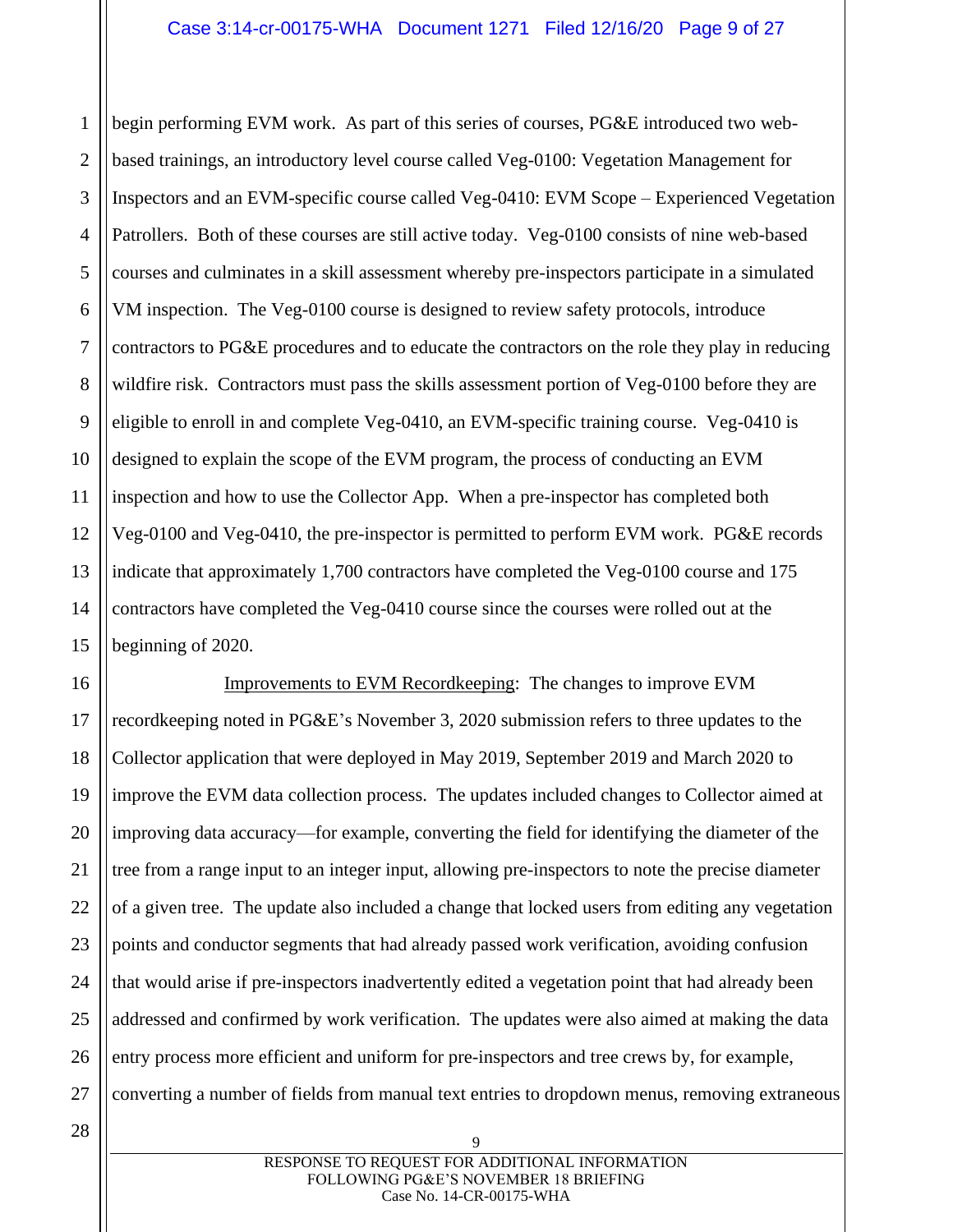begin performing EVM work. As part of this series of courses, PG&E introduced two web-based trainings, an introductory level course called Veg-0100: Vegetation Management for Inspectors and an EVM-specific course called Veg-0410: EVM Scope – Experienced Vegetation Patrollers. Both of these courses are still active today. Veg-0100 consists of nine web-based courses and culminates in a skill assessment whereby pre-inspectors participate in a simulated VM inspection. The Veg-0100 course is designed to review safety protocols, introduce contractors to PG&E procedures and to educate the contractors on the role they play in reducing wildfire risk. Contractors must pass the skills assessment portion of Veg-0100 before they are eligible to enroll in and complete Veg-0410, an EVM-specific training course. Veg-0410 is designed to explain the scope of the EVM program, the process of conducting an EVM inspection and how to use the Collector App. When a pre-inspector has completed both Veg-0100 and Veg-0410, the pre-inspector is permitted to perform EVM work. PG&E records indicate that approximately 1,700 contractors have completed the Veg-0100 course and 175 contractors have completed the Veg-0410 course since the courses were rolled out at the beginning of 2020.

Improvements to EVM Recordkeeping: The changes to improve EVM recordkeeping noted in PG&E's November 3, 2020 submission refers to three updates to the Collector application that were deployed in May 2019, September 2019 and March 2020 to improve the EVM data collection process. The updates included changes to Collector aimed at improving data accuracy—for example, converting the field for identifying the diameter of the tree from a range input to an integer input, allowing pre-inspectors to note the precise diameter of a given tree. The update also included a change that locked users from editing any vegetation points and conductor segments that had already passed work verification, avoiding confusion that would arise if pre-inspectors inadvertently edited a vegetation point that had already been addressed and confirmed by work verification. The updates were also aimed at making the data entry process more efficient and uniform for pre-inspectors and tree crews by, for example, converting a number of fields from manual text entries to dropdown menus, removing extraneous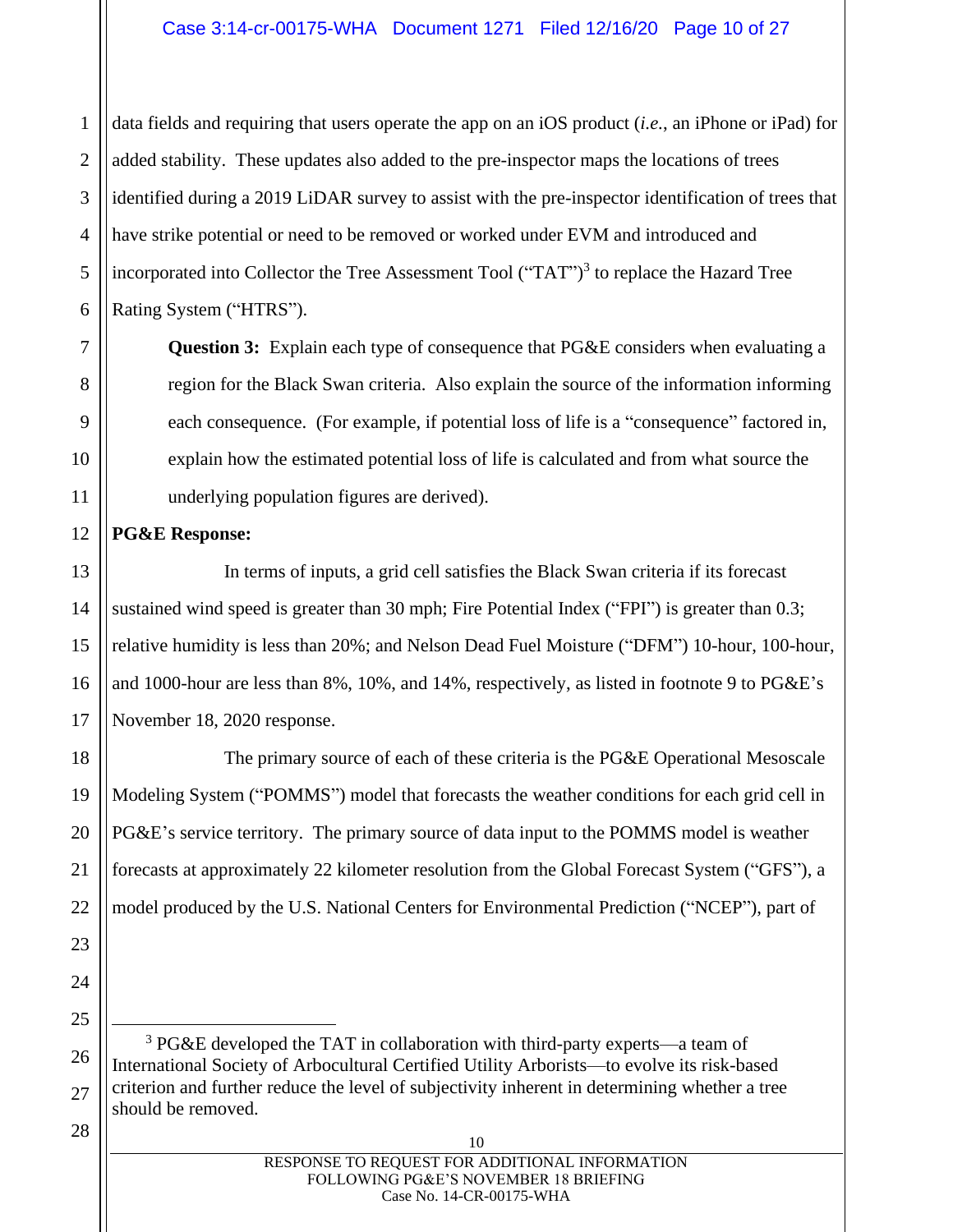data fields and requiring that users operate the app on an iOS product (*i.e.*, an iPhone or iPad) for added stability. These updates also added to the pre-inspector maps the locations of trees identified during a 2019 LiDAR survey to assist with the pre-inspector identification of trees that have strike potential or need to be removed or worked under EVM and introduced and incorporated into Collector the Tree Assessment Tool ("TAT")[3] to replace the Hazard Tree Rating System ("HTRS").

> **Question 3:** Explain each type of consequence that PG&E considers when evaluating a region for the Black Swan criteria. Also explain the source of the information informing each consequence. (For example, if potential loss of life is a "consequence" factored in, explain how the estimated potential loss of life is calculated and from what source the underlying population figures are derived).

**PG&E Response:**

In terms of inputs, a grid cell satisfies the Black Swan criteria if its forecast sustained wind speed is greater than 30 mph; Fire Potential Index ("FPI") is greater than 0.3; relative humidity is less than 20%; and Nelson Dead Fuel Moisture ("DFM") 10-hour, 100-hour, and 1000-hour are less than 8%, 10%, and 14%, respectively, as listed in footnote 9 to PG&E's November 18, 2020 response.

The primary source of each of these criteria is the PG&E Operational Mesoscale Modeling System ("POMMS") model that forecasts the weather conditions for each grid cell in PG&E's service territory. The primary source of data input to the POMMS model is weather forecasts at approximately 22 kilometer resolution from the Global Forecast System ("GFS"), a model produced by the U.S. National Centers for Environmental Prediction ("NCEP"), part of

---

[3] PG&E developed the TAT in collaboration with third-party experts—a team of International Society of Arbocultural Certified Utility Arborists—to evolve its risk-based criterion and further reduce the level of subjectivity inherent in determining whether a tree should be removed.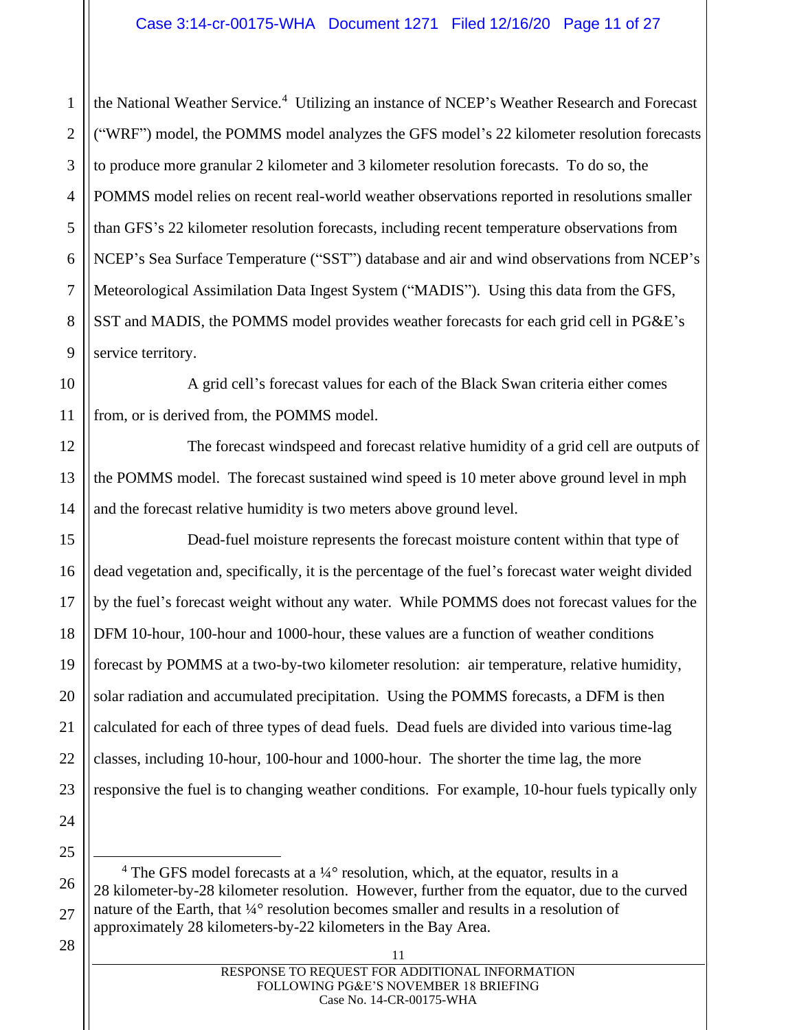the National Weather Service.[4] Utilizing an instance of NCEP's Weather Research and Forecast ("WRF") model, the POMMS model analyzes the GFS model's 22 kilometer resolution forecasts to produce more granular 2 kilometer and 3 kilometer resolution forecasts. To do so, the POMMS model relies on recent real-world weather observations reported in resolutions smaller than GFS's 22 kilometer resolution forecasts, including recent temperature observations from NCEP's Sea Surface Temperature ("SST") database and air and wind observations from NCEP's Meteorological Assimilation Data Ingest System ("MADIS"). Using this data from the GFS, SST and MADIS, the POMMS model provides weather forecasts for each grid cell in PG&E's service territory.

A grid cell's forecast values for each of the Black Swan criteria either comes from, or is derived from, the POMMS model.

The forecast windspeed and forecast relative humidity of a grid cell are outputs of the POMMS model. The forecast sustained wind speed is 10 meter above ground level in mph and the forecast relative humidity is two meters above ground level.

Dead-fuel moisture represents the forecast moisture content within that type of dead vegetation and, specifically, it is the percentage of the fuel's forecast water weight divided by the fuel's forecast weight without any water. While POMMS does not forecast values for the DFM 10-hour, 100-hour and 1000-hour, these values are a function of weather conditions forecast by POMMS at a two-by-two kilometer resolution: air temperature, relative humidity, solar radiation and accumulated precipitation. Using the POMMS forecasts, a DFM is then calculated for each of three types of dead fuels. Dead fuels are divided into various time-lag classes, including 10-hour, 100-hour and 1000-hour. The shorter the time lag, the more responsive the fuel is to changing weather conditions. For example, 10-hour fuels typically only

---

[4] The GFS model forecasts at a ¼° resolution, which, at the equator, results in a 28 kilometer-by-28 kilometer resolution. However, further from the equator, due to the curved nature of the Earth, that ¼° resolution becomes smaller and results in a resolution of approximately 28 kilometers-by-22 kilometers in the Bay Area.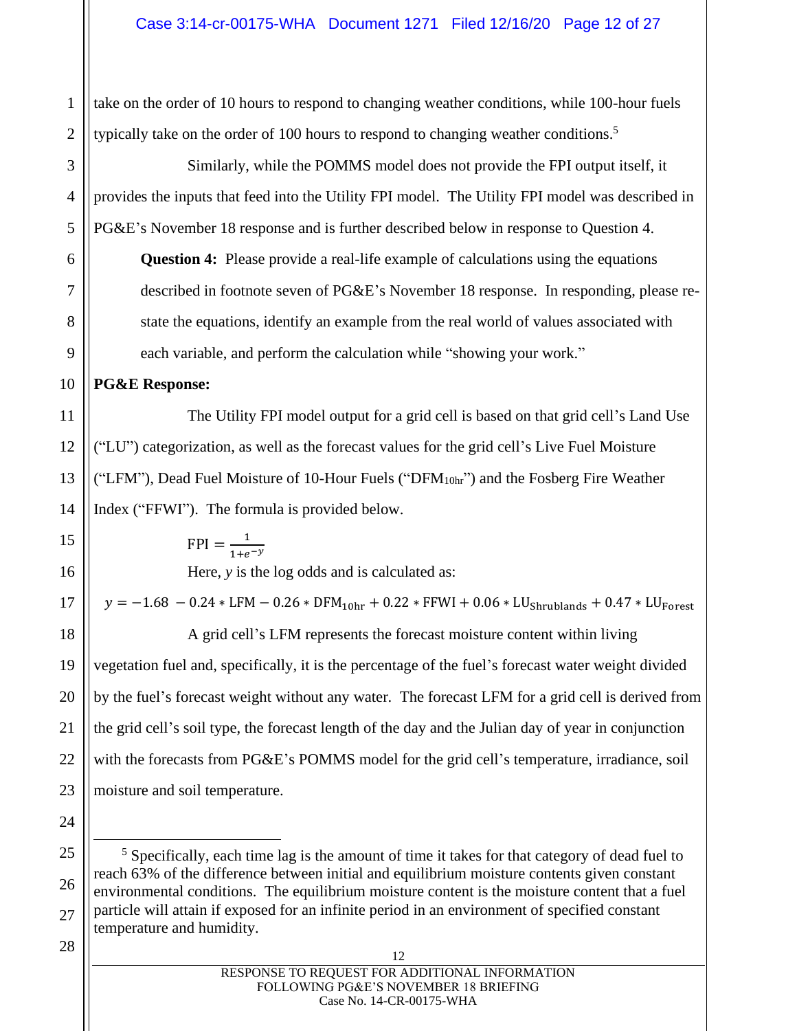take on the order of 10 hours to respond to changing weather conditions, while 100-hour fuels typically take on the order of 100 hours to respond to changing weather conditions.[5]

Similarly, while the POMMS model does not provide the FPI output itself, it provides the inputs that feed into the Utility FPI model. The Utility FPI model was described in PG&E's November 18 response and is further described below in response to Question 4.

**Question 4:** Please provide a real-life example of calculations using the equations described in footnote seven of PG&E's November 18 response. In responding, please re-state the equations, identify an example from the real world of values associated with each variable, and perform the calculation while "showing your work."

**PG&E Response:**

The Utility FPI model output for a grid cell is based on that grid cell's Land Use ("LU") categorization, as well as the forecast values for the grid cell's Live Fuel Moisture ("LFM"), Dead Fuel Moisture of 10-Hour Fuels ("$DFM_{10hr}$") and the Fosberg Fire Weather Index ("FFWI"). The formula is provided below.

$$\text{FPI} = \frac{1}{1+e^{-y}}$$

Here, *y* is the log odds and is calculated as:

$$y = -1.68 - 0.24 * \text{LFM} - 0.26 * \text{DFM}_{10\text{hr}} + 0.22 * \text{FFWI} + 0.06 * \text{LU}_{\text{Shrublands}} + 0.47 * \text{LU}_{\text{Forest}}$$

A grid cell's LFM represents the forecast moisture content within living vegetation fuel and, specifically, it is the percentage of the fuel's forecast water weight divided by the fuel's forecast weight without any water. The forecast LFM for a grid cell is derived from the grid cell's soil type, the forecast length of the day and the Julian day of year in conjunction with the forecasts from PG&E's POMMS model for the grid cell's temperature, irradiance, soil moisture and soil temperature.

---

[5] Specifically, each time lag is the amount of time it takes for that category of dead fuel to reach 63% of the difference between initial and equilibrium moisture contents given constant environmental conditions. The equilibrium moisture content is the moisture content that a fuel particle will attain if exposed for an infinite period in an environment of specified constant temperature and humidity.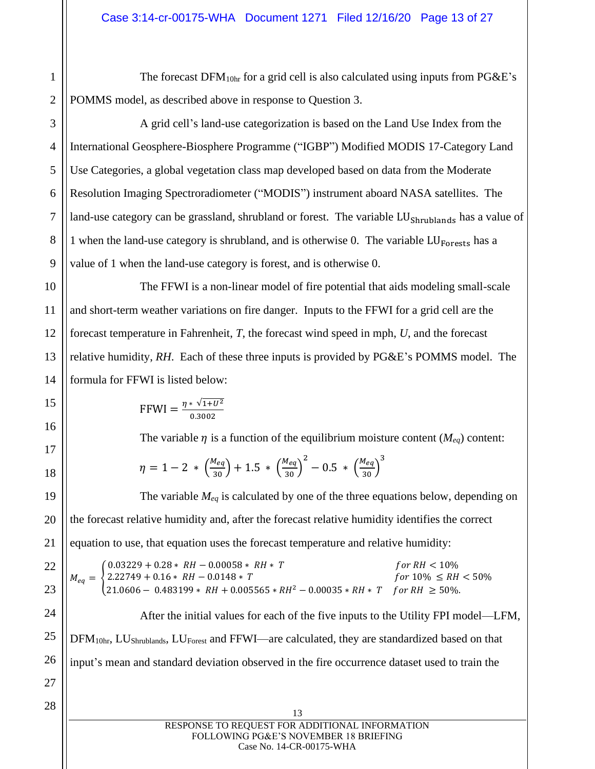The forecast $DFM_{10hr}$ for a grid cell is also calculated using inputs from PG&E's POMMS model, as described above in response to Question 3.

A grid cell's land-use categorization is based on the Land Use Index from the International Geosphere-Biosphere Programme ("IGBP") Modified MODIS 17-Category Land Use Categories, a global vegetation class map developed based on data from the Moderate Resolution Imaging Spectroradiometer ("MODIS") instrument aboard NASA satellites. The land-use category can be grassland, shrubland or forest. The variable $LU_{Shrublands}$ has a value of 1 when the land-use category is shrubland, and is otherwise 0. The variable $LU_{Forests}$ has a value of 1 when the land-use category is forest, and is otherwise 0.

The FFWI is a non-linear model of fire potential that aids modeling small-scale and short-term weather variations on fire danger. Inputs to the FFWI for a grid cell are the forecast temperature in Fahrenheit, *T*, the forecast wind speed in mph, *U*, and the forecast relative humidity, *RH*. Each of these three inputs is provided by PG&E's POMMS model. The formula for FFWI is listed below:

$$\text{FFWI} = \frac{\eta * \sqrt{1+U^2}}{0.3002}$$

The variable $\eta$ is a function of the equilibrium moisture content ($M_{eq}$) content:

$$\eta = 1 - 2 * \left(\frac{M_{eq}}{30}\right) + 1.5 * \left(\frac{M_{eq}}{30}\right)^2 - 0.5 * \left(\frac{M_{eq}}{30}\right)^3$$

The variable $M_{eq}$ is calculated by one of the three equations below, depending on the forecast relative humidity and, after the forecast relative humidity identifies the correct equation to use, that equation uses the forecast temperature and relative humidity:

$$M_{eq} = \begin{cases} 0.03229 + 0.28 * RH - 0.00058 * RH * T & for\ RH < 10\% \\ 2.22749 + 0.16 * RH - 0.0148 * T & for\ 10\% \leq RH < 50\% \\ 21.0606 - 0.483199 * RH + 0.005565 * RH^2 - 0.00035 * RH * T & for\ RH \geq 50\%. \end{cases}$$

After the initial values for each of the five inputs to the Utility FPI model—LFM, $DFM_{10hr}$, $LU_{Shrublands}$, $LU_{Forest}$ and FFWI—are calculated, they are standardized based on that input's mean and standard deviation observed in the fire occurrence dataset used to train the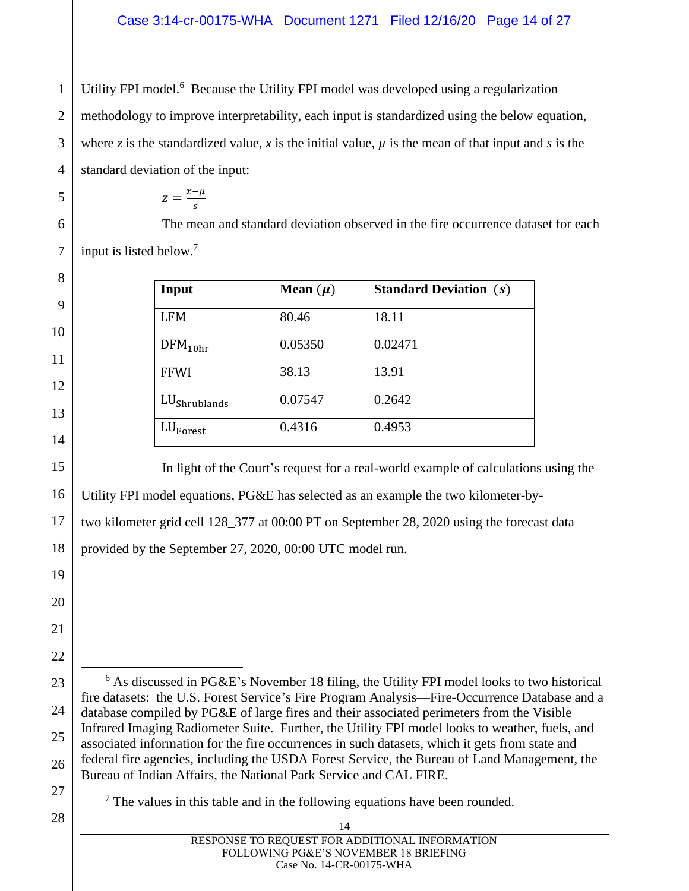Utility FPI model.[6] Because the Utility FPI model was developed using a regularization methodology to improve interpretability, each input is standardized using the below equation, where $z$ is the standardized value, $x$ is the initial value, $\mu$ is the mean of that input and $s$ is the standard deviation of the input:

$$z = \frac{x - \mu}{s}$$

The mean and standard deviation observed in the fire occurrence dataset for each input is listed below.[7]

| Input | Mean ($\mu$) | Standard Deviation ($s$) |
|---|---|---|
| LFM | 80.46 | 18.11 |
| $DFM_{10hr}$ | 0.05350 | 0.02471 |
| FFWI | 38.13 | 13.91 |
| $LU_{Shrublands}$ | 0.07547 | 0.2642 |
| $LU_{Forest}$ | 0.4316 | 0.4953 |

In light of the Court's request for a real-world example of calculations using the Utility FPI model equations, PG&E has selected as an example the two kilometer-by-two kilometer grid cell 128_377 at 00:00 PT on September 28, 2020 using the forecast data provided by the September 27, 2020, 00:00 UTC model run.

---

[6] As discussed in PG&E's November 18 filing, the Utility FPI model looks to two historical fire datasets: the U.S. Forest Service's Fire Program Analysis—Fire-Occurrence Database and a database compiled by PG&E of large fires and their associated perimeters from the Visible Infrared Imaging Radiometer Suite. Further, the Utility FPI model looks to weather, fuels, and associated information for the fire occurrences in such datasets, which it gets from state and federal fire agencies, including the USDA Forest Service, the Bureau of Land Management, the Bureau of Indian Affairs, the National Park Service and CAL FIRE.

[7] The values in this table and in the following equations have been rounded.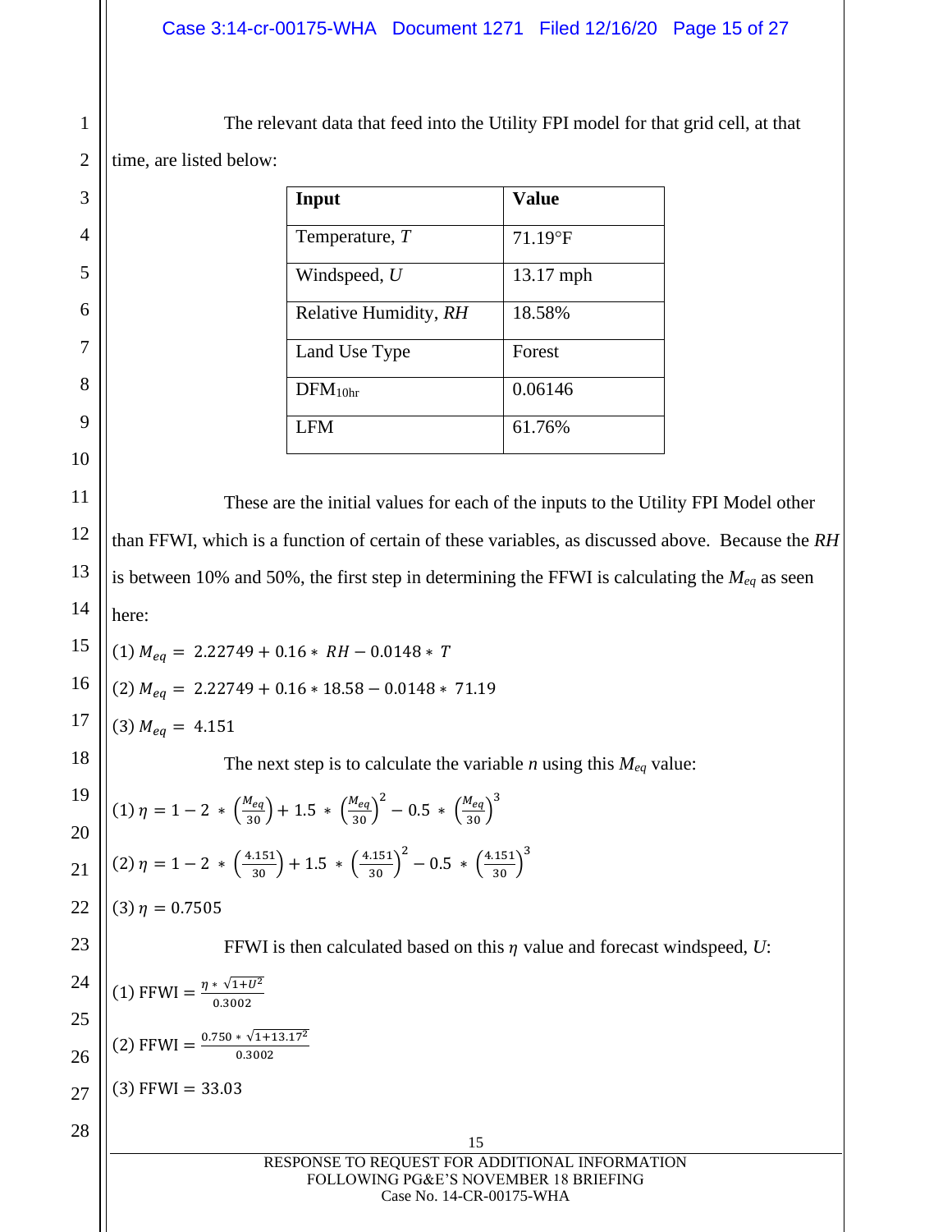The relevant data that feed into the Utility FPI model for that grid cell, at that time, are listed below:

| Input | Value |
|---|---|
| Temperature, *T* | 71.19°F |
| Windspeed, *U* | 13.17 mph |
| Relative Humidity, *RH* | 18.58% |
| Land Use Type | Forest |
| $DFM_{10hr}$ | 0.06146 |
| LFM | 61.76% |

These are the initial values for each of the inputs to the Utility FPI Model other than FFWI, which is a function of certain of these variables, as discussed above. Because the *RH* is between 10% and 50%, the first step in determining the FFWI is calculating the $M_{eq}$ as seen here:

(1) $M_{eq} = 2.22749 + 0.16 * RH - 0.0148 * T$

(2) $M_{eq} = 2.22749 + 0.16 * 18.58 - 0.0148 * 71.19$

(3) $M_{eq} = 4.151$

The next step is to calculate the variable *n* using this $M_{eq}$ value:

(1) $\eta = 1 - 2 * \left(\frac{M_{eq}}{30}\right) + 1.5 * \left(\frac{M_{eq}}{30}\right)^2 - 0.5 * \left(\frac{M_{eq}}{30}\right)^3$

(2) $\eta = 1 - 2 * \left(\frac{4.151}{30}\right) + 1.5 * \left(\frac{4.151}{30}\right)^2 - 0.5 * \left(\frac{4.151}{30}\right)^3$

(3) $\eta = 0.7505$

FFWI is then calculated based on this $\eta$ value and forecast windspeed, *U*:

(1) $\text{FFWI} = \frac{\eta * \sqrt{1+U^2}}{0.3002}$

(2) $\text{FFWI} = \frac{0.750 * \sqrt{1+13.17^2}}{0.3002}$

(3) $\text{FFWI} = 33.03$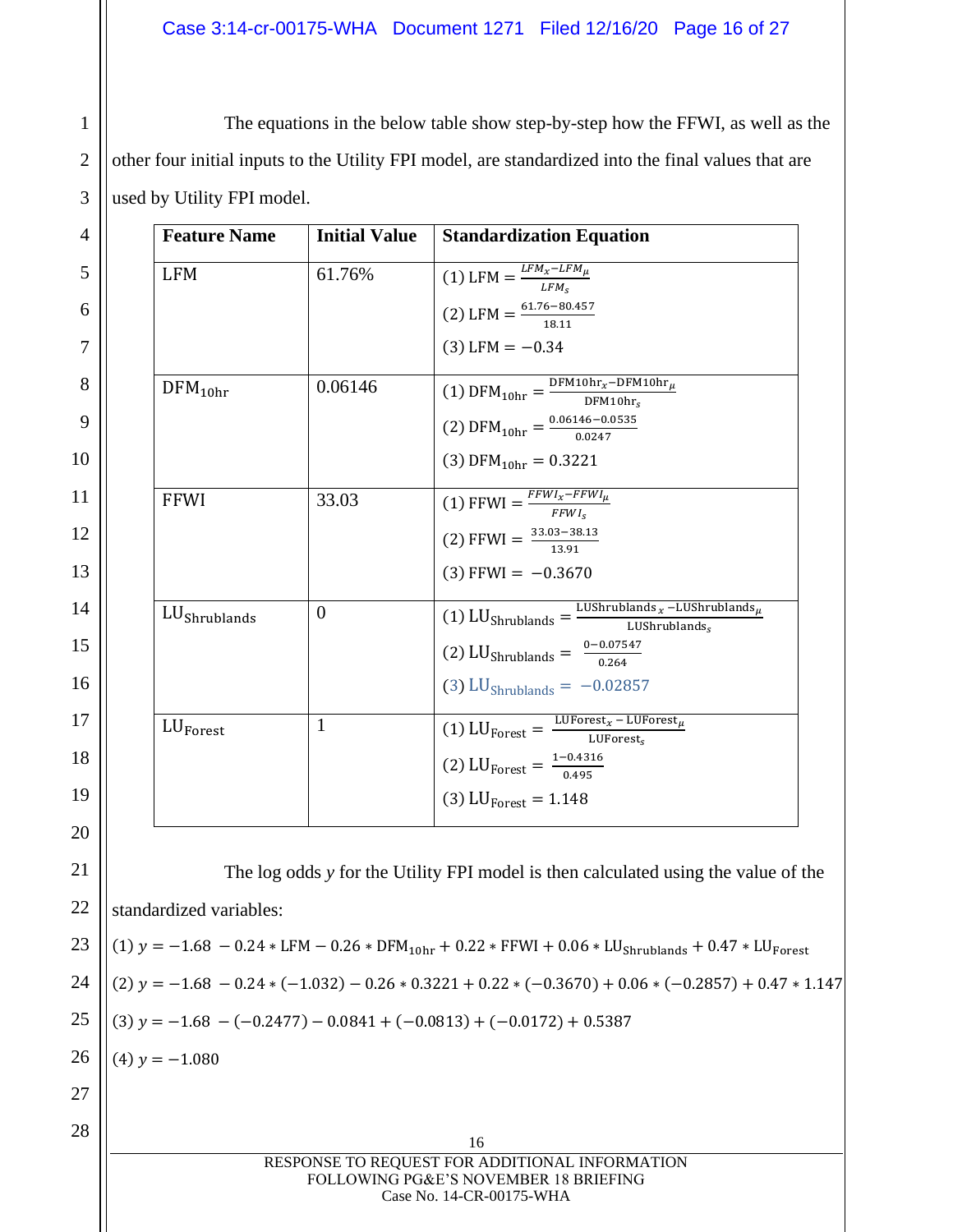The equations in the below table show step-by-step how the FFWI, as well as the other four initial inputs to the Utility FPI model, are standardized into the final values that are used by Utility FPI model.

| Feature Name | Initial Value | Standardization Equation |
|---|---|---|
| LFM | 61.76% | (1) $\text{LFM} = \frac{LFM_x - LFM_\mu}{LFM_s}$ <br> (2) $\text{LFM} = \frac{61.76-80.457}{18.11}$ <br> (3) $\text{LFM} = -0.34$ |
| $\text{DFM}_{10\text{hr}}$ | 0.06146 | (1) $\text{DFM}_{10\text{hr}} = \frac{\text{DFM10hr}_x - \text{DFM10hr}_\mu}{\text{DFM10hr}_s}$ <br> (2) $\text{DFM}_{10\text{hr}} = \frac{0.06146-0.0535}{0.0247}$ <br> (3) $\text{DFM}_{10\text{hr}} = 0.3221$ |
| FFWI | 33.03 | (1) $\text{FFWI} = \frac{FFWI_x - FFWI_\mu}{FFWI_s}$ <br> (2) $\text{FFWI} = \frac{33.03-38.13}{13.91}$ <br> (3) $\text{FFWI} = -0.3670$ |
| $\text{LU}_{\text{Shrublands}}$ | 0 | (1) $\text{LU}_{\text{Shrublands}} = \frac{\text{LUShrublands}_x - \text{LUShrublands}_\mu}{\text{LUShrublands}_s}$ <br> (2) $\text{LU}_{\text{Shrublands}} = \frac{0-0.07547}{0.264}$ <br> (3) $\text{LU}_{\text{Shrublands}} = -0.02857$ |
| $\text{LU}_{\text{Forest}}$ | 1 | (1) $\text{LU}_{\text{Forest}} = \frac{\text{LUForest}_x - \text{LUForest}_\mu}{\text{LUForest}_s}$ <br> (2) $\text{LU}_{\text{Forest}} = \frac{1-0.4316}{0.495}$ <br> (3) $\text{LU}_{\text{Forest}} = 1.148$ |

The log odds $y$ for the Utility FPI model is then calculated using the value of the standardized variables:

(1) $y = -1.68 - 0.24 * \text{LFM} - 0.26 * \text{DFM}_{10\text{hr}} + 0.22 * \text{FFWI} + 0.06 * \text{LU}_{\text{Shrublands}} + 0.47 * \text{LU}_{\text{Forest}}$

(2) $y = -1.68 - 0.24 * (-1.032) - 0.26 * 0.3221 + 0.22 * (-0.3670) + 0.06 * (-0.2857) + 0.47 * 1.147$

(3) $y = -1.68 - (-0.2477) - 0.0841 + (-0.0813) + (-0.0172) + 0.5387$

(4) $y = -1.080$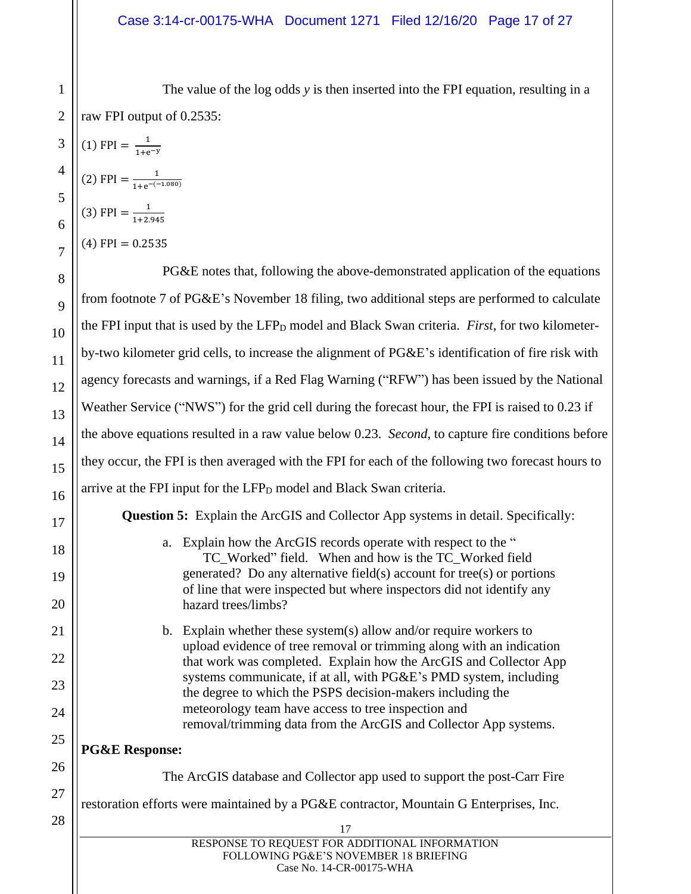The value of the log odds $y$ is then inserted into the FPI equation, resulting in a raw FPI output of 0.2535:

(1) $\text{FPI} = \frac{1}{1+e^{-y}}$

(2) $\text{FPI} = \frac{1}{1+e^{-(-1.080)}}$

(3) $\text{FPI} = \frac{1}{1+2.945}$

(4) $\text{FPI} = 0.2535$

PG&E notes that, following the above-demonstrated application of the equations from footnote 7 of PG&E's November 18 filing, two additional steps are performed to calculate the FPI input that is used by the $LFP_D$ model and Black Swan criteria. *First*, for two kilometer-by-two kilometer grid cells, to increase the alignment of PG&E's identification of fire risk with agency forecasts and warnings, if a Red Flag Warning ("RFW") has been issued by the National Weather Service ("NWS") for the grid cell during the forecast hour, the FPI is raised to 0.23 if the above equations resulted in a raw value below 0.23. *Second*, to capture fire conditions before they occur, the FPI is then averaged with the FPI for each of the following two forecast hours to arrive at the FPI input for the $LFP_D$ model and Black Swan criteria.

**Question 5:** Explain the ArcGIS and Collector App systems in detail. Specifically:

a. Explain how the ArcGIS records operate with respect to the " TC_Worked" field. When and how is the TC_Worked field generated? Do any alternative field(s) account for tree(s) or portions of line that were inspected but where inspectors did not identify any hazard trees/limbs?

b. Explain whether these system(s) allow and/or require workers to upload evidence of tree removal or trimming along with an indication that work was completed. Explain how the ArcGIS and Collector App systems communicate, if at all, with PG&E's PMD system, including the degree to which the PSPS decision-makers including the meteorology team have access to tree inspection and removal/trimming data from the ArcGIS and Collector App systems.

**PG&E Response:**

The ArcGIS database and Collector app used to support the post-Carr Fire restoration efforts were maintained by a PG&E contractor, Mountain G Enterprises, Inc.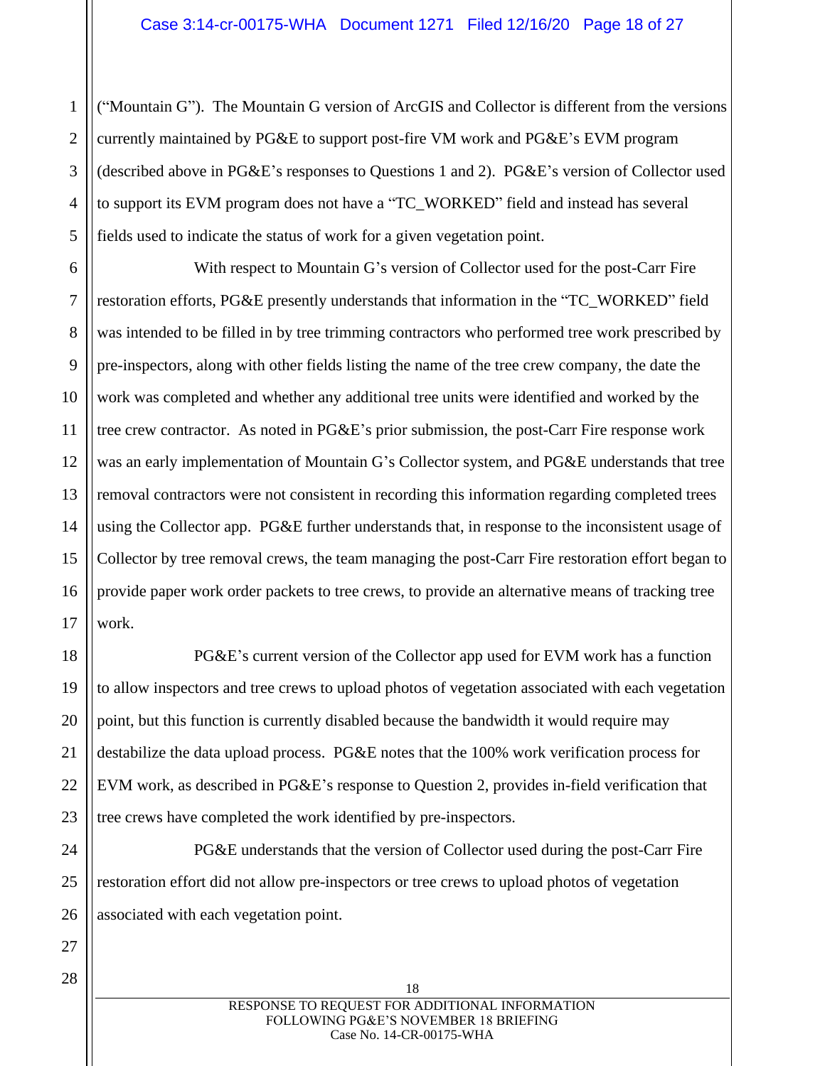("Mountain G"). The Mountain G version of ArcGIS and Collector is different from the versions currently maintained by PG&E to support post-fire VM work and PG&E's EVM program (described above in PG&E's responses to Questions 1 and 2). PG&E's version of Collector used to support its EVM program does not have a "TC_WORKED" field and instead has several fields used to indicate the status of work for a given vegetation point.

With respect to Mountain G's version of Collector used for the post-Carr Fire restoration efforts, PG&E presently understands that information in the "TC_WORKED" field was intended to be filled in by tree trimming contractors who performed tree work prescribed by pre-inspectors, along with other fields listing the name of the tree crew company, the date the work was completed and whether any additional tree units were identified and worked by the tree crew contractor. As noted in PG&E's prior submission, the post-Carr Fire response work was an early implementation of Mountain G's Collector system, and PG&E understands that tree removal contractors were not consistent in recording this information regarding completed trees using the Collector app. PG&E further understands that, in response to the inconsistent usage of Collector by tree removal crews, the team managing the post-Carr Fire restoration effort began to provide paper work order packets to tree crews, to provide an alternative means of tracking tree work.

PG&E's current version of the Collector app used for EVM work has a function to allow inspectors and tree crews to upload photos of vegetation associated with each vegetation point, but this function is currently disabled because the bandwidth it would require may destabilize the data upload process. PG&E notes that the 100% work verification process for EVM work, as described in PG&E's response to Question 2, provides in-field verification that tree crews have completed the work identified by pre-inspectors.

PG&E understands that the version of Collector used during the post-Carr Fire restoration effort did not allow pre-inspectors or tree crews to upload photos of vegetation associated with each vegetation point.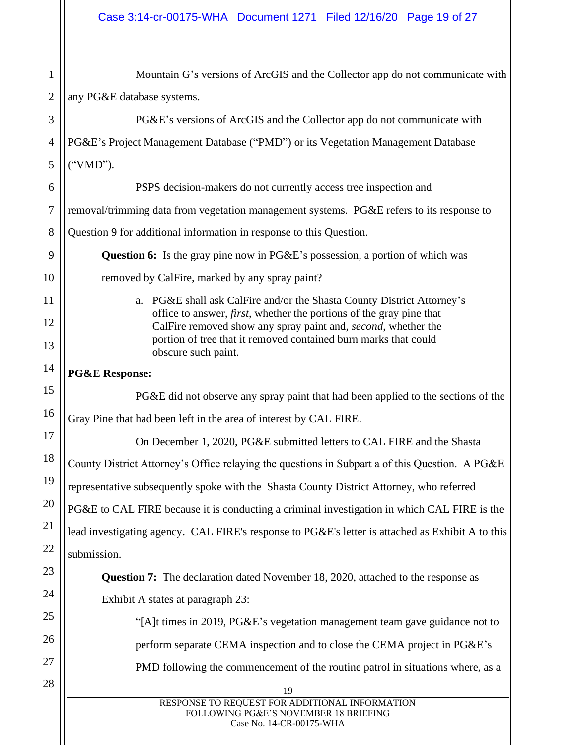Mountain G's versions of ArcGIS and the Collector app do not communicate with any PG&E database systems.

PG&E's versions of ArcGIS and the Collector app do not communicate with PG&E's Project Management Database ("PMD") or its Vegetation Management Database ("VMD").

PSPS decision-makers do not currently access tree inspection and removal/trimming data from vegetation management systems. PG&E refers to its response to Question 9 for additional information in response to this Question.

**Question 6:** Is the gray pine now in PG&E's possession, a portion of which was removed by CalFire, marked by any spray paint?

a. PG&E shall ask CalFire and/or the Shasta County District Attorney's office to answer, *first*, whether the portions of the gray pine that CalFire removed show any spray paint and, *second*, whether the portion of tree that it removed contained burn marks that could obscure such paint.

**PG&E Response:**

PG&E did not observe any spray paint that had been applied to the sections of the Gray Pine that had been left in the area of interest by CAL FIRE.

On December 1, 2020, PG&E submitted letters to CAL FIRE and the Shasta County District Attorney's Office relaying the questions in Subpart a of this Question. A PG&E representative subsequently spoke with the Shasta County District Attorney, who referred PG&E to CAL FIRE because it is conducting a criminal investigation in which CAL FIRE is the lead investigating agency. CAL FIRE's response to PG&E's letter is attached as Exhibit A to this submission.

**Question 7:** The declaration dated November 18, 2020, attached to the response as Exhibit A states at paragraph 23:

> "[A]t times in 2019, PG&E's vegetation management team gave guidance not to perform separate CEMA inspection and to close the CEMA project in PG&E's PMD following the commencement of the routine patrol in situations where, as a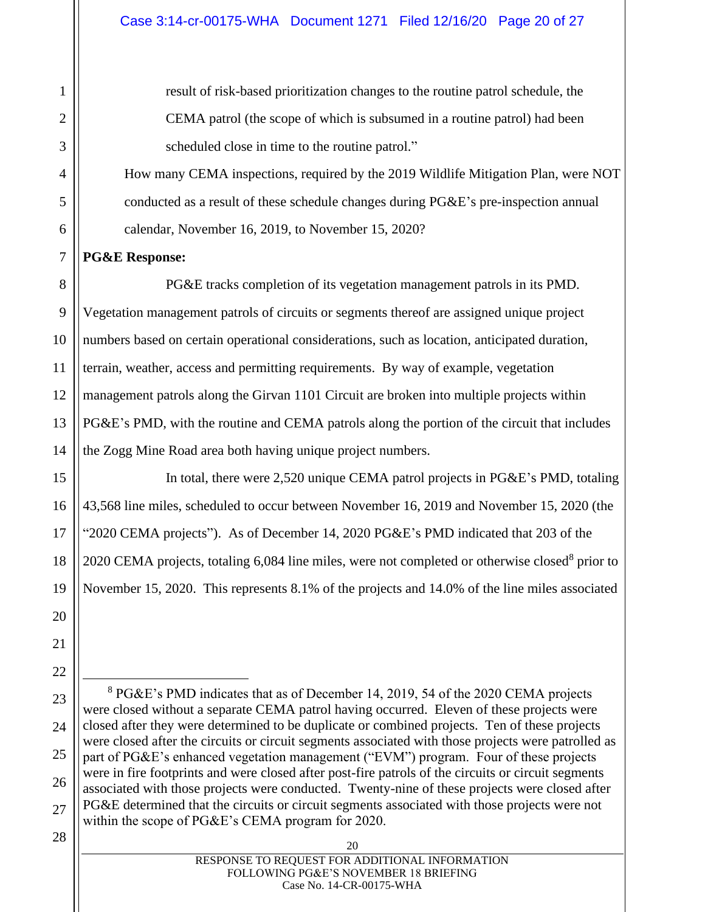result of risk-based prioritization changes to the routine patrol schedule, the CEMA patrol (the scope of which is subsumed in a routine patrol) had been scheduled close in time to the routine patrol."

How many CEMA inspections, required by the 2019 Wildlife Mitigation Plan, were NOT conducted as a result of these schedule changes during PG&E's pre-inspection annual calendar, November 16, 2019, to November 15, 2020?

**PG&E Response:**

PG&E tracks completion of its vegetation management patrols in its PMD. Vegetation management patrols of circuits or segments thereof are assigned unique project numbers based on certain operational considerations, such as location, anticipated duration, terrain, weather, access and permitting requirements. By way of example, vegetation management patrols along the Girvan 1101 Circuit are broken into multiple projects within PG&E's PMD, with the routine and CEMA patrols along the portion of the circuit that includes the Zogg Mine Road area both having unique project numbers.

In total, there were 2,520 unique CEMA patrol projects in PG&E's PMD, totaling 43,568 line miles, scheduled to occur between November 16, 2019 and November 15, 2020 (the "2020 CEMA projects"). As of December 14, 2020 PG&E's PMD indicated that 203 of the 2020 CEMA projects, totaling 6,084 line miles, were not completed or otherwise closed[8] prior to November 15, 2020. This represents 8.1% of the projects and 14.0% of the line miles associated

---

[8] PG&E's PMD indicates that as of December 14, 2019, 54 of the 2020 CEMA projects were closed without a separate CEMA patrol having occurred. Eleven of these projects were closed after they were determined to be duplicate or combined projects. Ten of these projects were closed after the circuits or circuit segments associated with those projects were patrolled as part of PG&E's enhanced vegetation management ("EVM") program. Four of these projects were in fire footprints and were closed after post-fire patrols of the circuits or circuit segments associated with those projects were conducted. Twenty-nine of these projects were closed after PG&E determined that the circuits or circuit segments associated with those projects were not within the scope of PG&E's CEMA program for 2020.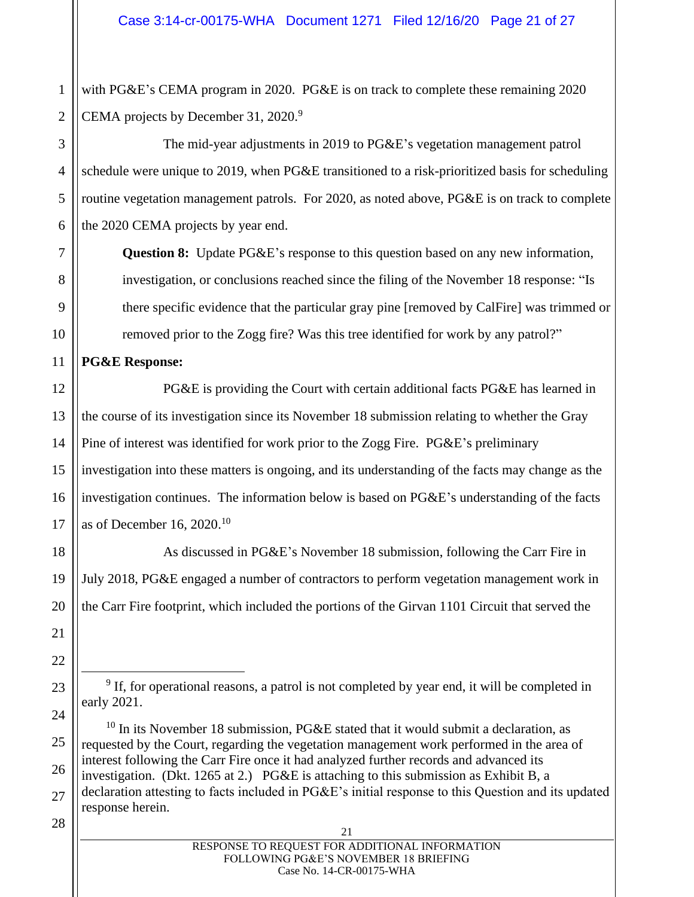with PG&E's CEMA program in 2020. PG&E is on track to complete these remaining 2020 CEMA projects by December 31, 2020.[9]

The mid-year adjustments in 2019 to PG&E's vegetation management patrol schedule were unique to 2019, when PG&E transitioned to a risk-prioritized basis for scheduling routine vegetation management patrols. For 2020, as noted above, PG&E is on track to complete the 2020 CEMA projects by year end.

> **Question 8:** Update PG&E's response to this question based on any new information, investigation, or conclusions reached since the filing of the November 18 response: "Is there specific evidence that the particular gray pine [removed by CalFire] was trimmed or removed prior to the Zogg fire? Was this tree identified for work by any patrol?"

**PG&E Response:**

PG&E is providing the Court with certain additional facts PG&E has learned in the course of its investigation since its November 18 submission relating to whether the Gray Pine of interest was identified for work prior to the Zogg Fire. PG&E's preliminary investigation into these matters is ongoing, and its understanding of the facts may change as the investigation continues. The information below is based on PG&E's understanding of the facts as of December 16, 2020.[10]

As discussed in PG&E's November 18 submission, following the Carr Fire in July 2018, PG&E engaged a number of contractors to perform vegetation management work in the Carr Fire footprint, which included the portions of the Girvan 1101 Circuit that served the

---

[9] If, for operational reasons, a patrol is not completed by year end, it will be completed in early 2021.

[10] In its November 18 submission, PG&E stated that it would submit a declaration, as requested by the Court, regarding the vegetation management work performed in the area of interest following the Carr Fire once it had analyzed further records and advanced its investigation. (Dkt. 1265 at 2.) PG&E is attaching to this submission as Exhibit B, a declaration attesting to facts included in PG&E's initial response to this Question and its updated response herein.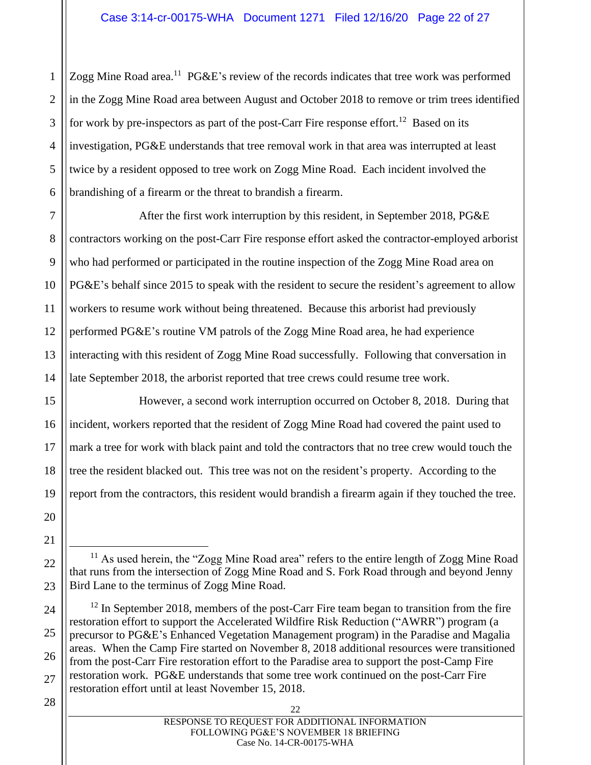Zogg Mine Road area.[11] PG&E's review of the records indicates that tree work was performed in the Zogg Mine Road area between August and October 2018 to remove or trim trees identified for work by pre-inspectors as part of the post-Carr Fire response effort.[12] Based on its investigation, PG&E understands that tree removal work in that area was interrupted at least twice by a resident opposed to tree work on Zogg Mine Road. Each incident involved the brandishing of a firearm or the threat to brandish a firearm.

After the first work interruption by this resident, in September 2018, PG&E contractors working on the post-Carr Fire response effort asked the contractor-employed arborist who had performed or participated in the routine inspection of the Zogg Mine Road area on PG&E's behalf since 2015 to speak with the resident to secure the resident's agreement to allow workers to resume work without being threatened. Because this arborist had previously performed PG&E's routine VM patrols of the Zogg Mine Road area, he had experience interacting with this resident of Zogg Mine Road successfully. Following that conversation in late September 2018, the arborist reported that tree crews could resume tree work.

However, a second work interruption occurred on October 8, 2018. During that incident, workers reported that the resident of Zogg Mine Road had covered the paint used to mark a tree for work with black paint and told the contractors that no tree crew would touch the tree the resident blacked out. This tree was not on the resident's property. According to the report from the contractors, this resident would brandish a firearm again if they touched the tree.

---

[11] As used herein, the "Zogg Mine Road area" refers to the entire length of Zogg Mine Road that runs from the intersection of Zogg Mine Road and S. Fork Road through and beyond Jenny Bird Lane to the terminus of Zogg Mine Road.

[12] In September 2018, members of the post-Carr Fire team began to transition from the fire restoration effort to support the Accelerated Wildfire Risk Reduction ("AWRR") program (a precursor to PG&E's Enhanced Vegetation Management program) in the Paradise and Magalia areas. When the Camp Fire started on November 8, 2018 additional resources were transitioned from the post-Carr Fire restoration effort to the Paradise area to support the post-Camp Fire restoration work. PG&E understands that some tree work continued on the post-Carr Fire restoration effort until at least November 15, 2018.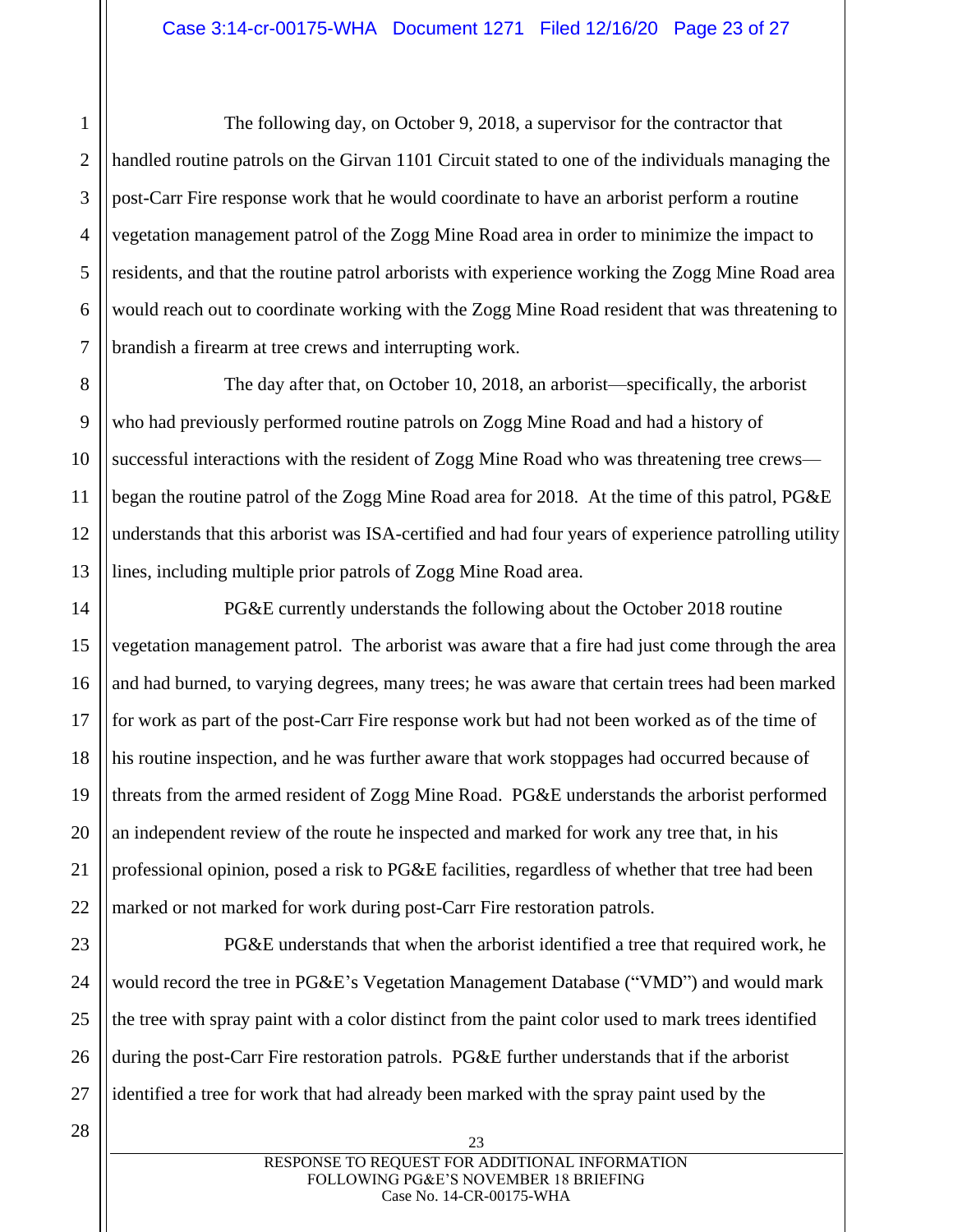The following day, on October 9, 2018, a supervisor for the contractor that handled routine patrols on the Girvan 1101 Circuit stated to one of the individuals managing the post-Carr Fire response work that he would coordinate to have an arborist perform a routine vegetation management patrol of the Zogg Mine Road area in order to minimize the impact to residents, and that the routine patrol arborists with experience working the Zogg Mine Road area would reach out to coordinate working with the Zogg Mine Road resident that was threatening to brandish a firearm at tree crews and interrupting work.

The day after that, on October 10, 2018, an arborist—specifically, the arborist who had previously performed routine patrols on Zogg Mine Road and had a history of successful interactions with the resident of Zogg Mine Road who was threatening tree crews—began the routine patrol of the Zogg Mine Road area for 2018. At the time of this patrol, PG&E understands that this arborist was ISA-certified and had four years of experience patrolling utility lines, including multiple prior patrols of Zogg Mine Road area.

PG&E currently understands the following about the October 2018 routine vegetation management patrol. The arborist was aware that a fire had just come through the area and had burned, to varying degrees, many trees; he was aware that certain trees had been marked for work as part of the post-Carr Fire response work but had not been worked as of the time of his routine inspection, and he was further aware that work stoppages had occurred because of threats from the armed resident of Zogg Mine Road. PG&E understands the arborist performed an independent review of the route he inspected and marked for work any tree that, in his professional opinion, posed a risk to PG&E facilities, regardless of whether that tree had been marked or not marked for work during post-Carr Fire restoration patrols.

PG&E understands that when the arborist identified a tree that required work, he would record the tree in PG&E's Vegetation Management Database ("VMD") and would mark the tree with spray paint with a color distinct from the paint color used to mark trees identified during the post-Carr Fire restoration patrols. PG&E further understands that if the arborist identified a tree for work that had already been marked with the spray paint used by the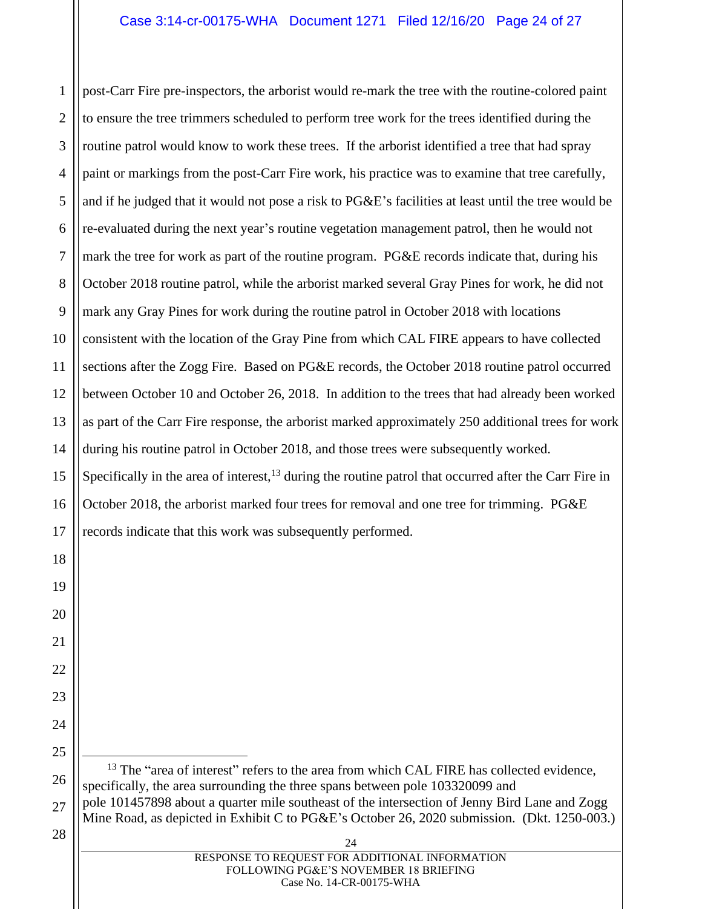post-Carr Fire pre-inspectors, the arborist would re-mark the tree with the routine-colored paint to ensure the tree trimmers scheduled to perform tree work for the trees identified during the routine patrol would know to work these trees. If the arborist identified a tree that had spray paint or markings from the post-Carr Fire work, his practice was to examine that tree carefully, and if he judged that it would not pose a risk to PG&E's facilities at least until the tree would be re-evaluated during the next year's routine vegetation management patrol, then he would not mark the tree for work as part of the routine program. PG&E records indicate that, during his October 2018 routine patrol, while the arborist marked several Gray Pines for work, he did not mark any Gray Pines for work during the routine patrol in October 2018 with locations consistent with the location of the Gray Pine from which CAL FIRE appears to have collected sections after the Zogg Fire. Based on PG&E records, the October 2018 routine patrol occurred between October 10 and October 26, 2018. In addition to the trees that had already been worked as part of the Carr Fire response, the arborist marked approximately 250 additional trees for work during his routine patrol in October 2018, and those trees were subsequently worked. Specifically in the area of interest,[13] during the routine patrol that occurred after the Carr Fire in October 2018, the arborist marked four trees for removal and one tree for trimming. PG&E records indicate that this work was subsequently performed.

---

[13] The "area of interest" refers to the area from which CAL FIRE has collected evidence, specifically, the area surrounding the three spans between pole 103320099 and pole 101457898 about a quarter mile southeast of the intersection of Jenny Bird Lane and Zogg Mine Road, as depicted in Exhibit C to PG&E's October 26, 2020 submission. (Dkt. 1250-003.)

RESPONSE TO REQUEST FOR ADDITIONAL INFORMATION FOLLOWING PG&E'S NOVEMBER 18 BRIEFING
Case No. 14-CR-00175-WHA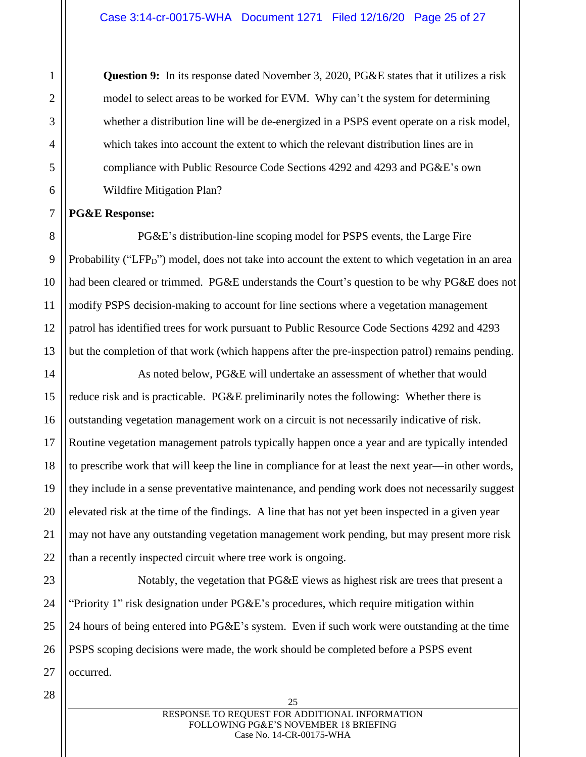**Question 9:** In its response dated November 3, 2020, PG&E states that it utilizes a risk model to select areas to be worked for EVM. Why can't the system for determining whether a distribution line will be de-energized in a PSPS event operate on a risk model, which takes into account the extent to which the relevant distribution lines are in compliance with Public Resource Code Sections 4292 and 4293 and PG&E's own Wildfire Mitigation Plan?

**PG&E Response:**

PG&E's distribution-line scoping model for PSPS events, the Large Fire Probability ("$LFP_D$") model, does not take into account the extent to which vegetation in an area had been cleared or trimmed. PG&E understands the Court's question to be why PG&E does not modify PSPS decision-making to account for line sections where a vegetation management patrol has identified trees for work pursuant to Public Resource Code Sections 4292 and 4293 but the completion of that work (which happens after the pre-inspection patrol) remains pending.

As noted below, PG&E will undertake an assessment of whether that would reduce risk and is practicable. PG&E preliminarily notes the following: Whether there is outstanding vegetation management work on a circuit is not necessarily indicative of risk. Routine vegetation management patrols typically happen once a year and are typically intended to prescribe work that will keep the line in compliance for at least the next year—in other words, they include in a sense preventative maintenance, and pending work does not necessarily suggest elevated risk at the time of the findings. A line that has not yet been inspected in a given year may not have any outstanding vegetation management work pending, but may present more risk than a recently inspected circuit where tree work is ongoing.

Notably, the vegetation that PG&E views as highest risk are trees that present a "Priority 1" risk designation under PG&E's procedures, which require mitigation within 24 hours of being entered into PG&E's system. Even if such work were outstanding at the time PSPS scoping decisions were made, the work should be completed before a PSPS event occurred.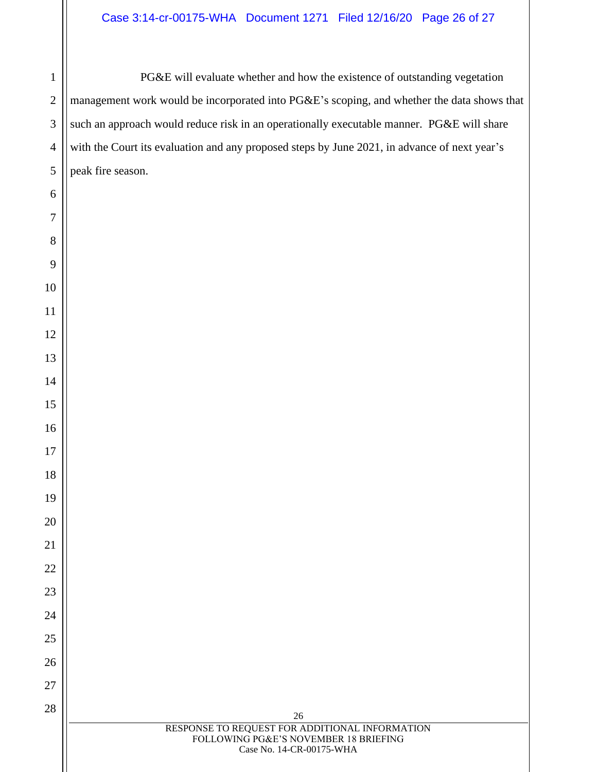PG&E will evaluate whether and how the existence of outstanding vegetation management work would be incorporated into PG&E's scoping, and whether the data shows that such an approach would reduce risk in an operationally executable manner. PG&E will share with the Court its evaluation and any proposed steps by June 2021, in advance of next year's peak fire season.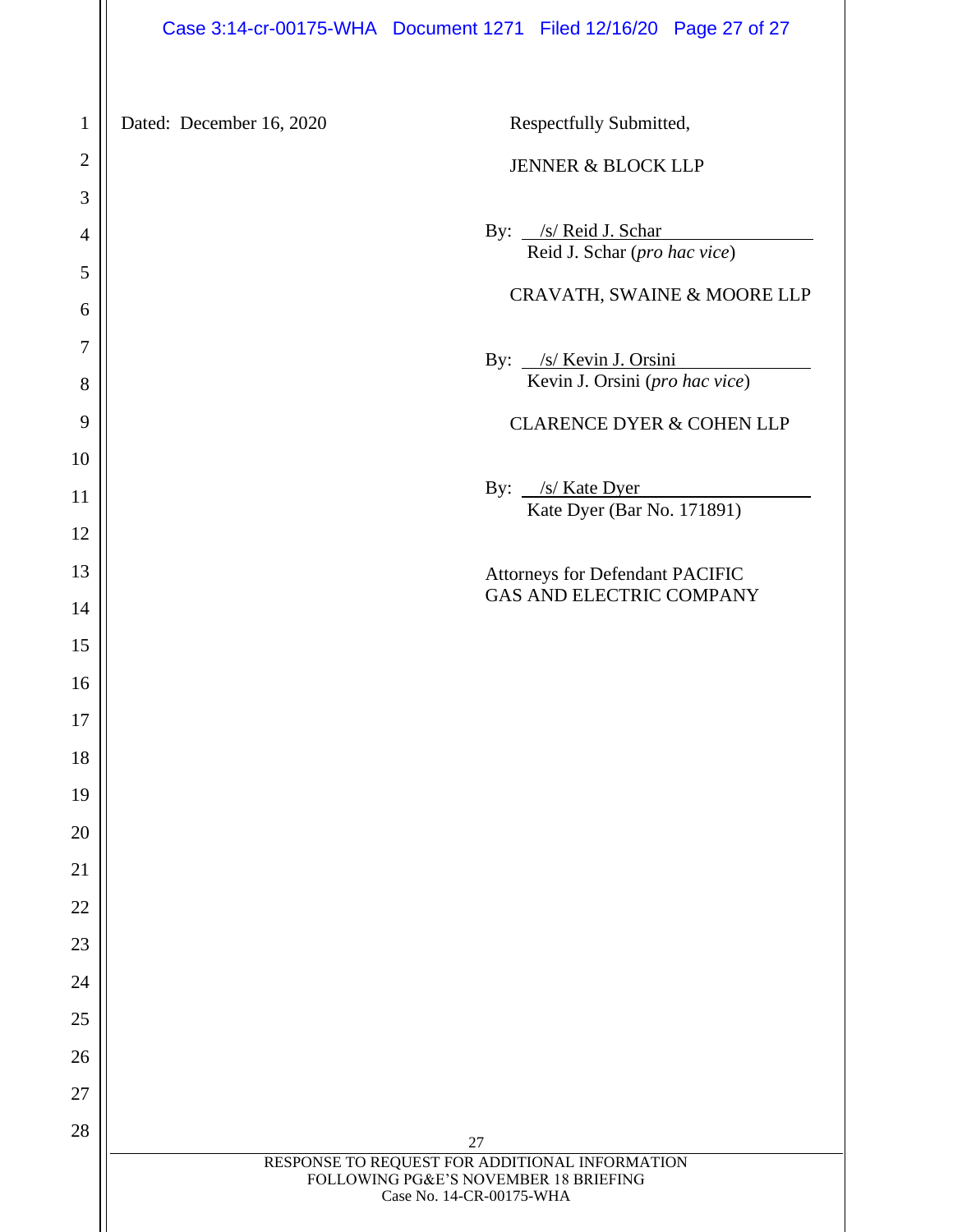Dated: December 16, 2020

Respectfully Submitted,

JENNER & BLOCK LLP

By: /s/ Reid J. Schar
Reid J. Schar (*pro hac vice*)

CRAVATH, SWAINE & MOORE LLP

By: /s/ Kevin J. Orsini
Kevin J. Orsini (*pro hac vice*)

CLARENCE DYER & COHEN LLP

By: /s/ Kate Dyer
Kate Dyer (Bar No. 171891)

Attorneys for Defendant PACIFIC GAS AND ELECTRIC COMPANY